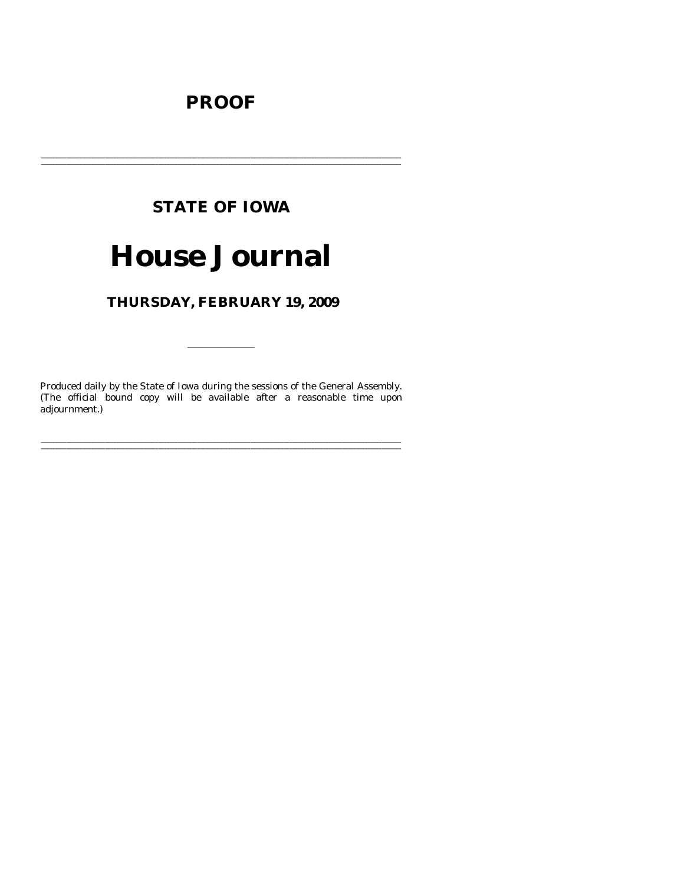# PROOF

---

## STATE OF IOWA

# House Journal

### THURSDAY, FEBRUARY 19, 2009

---

Produced daily by the State of Iowa during the sessions of the General Assembly. (The official bound copy will be available after a reasonable time upon adjournment.)

---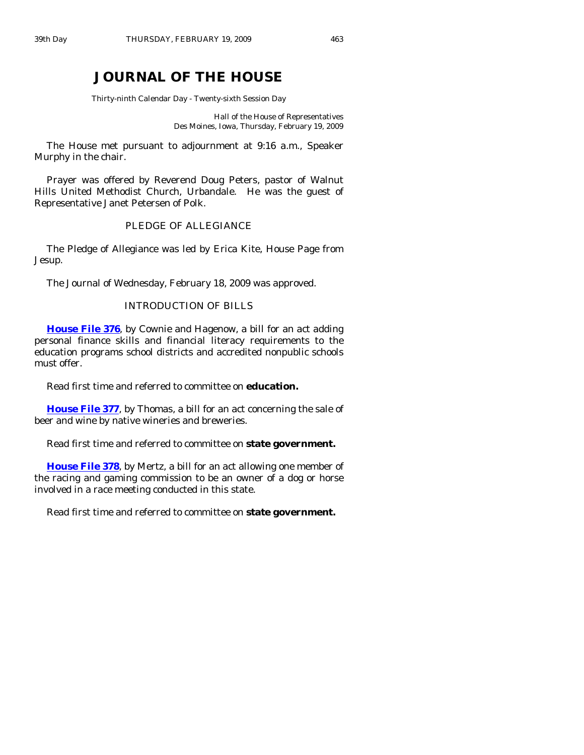# JOURNAL OF THE HOUSE

Thirty-ninth Calendar Day - Twenty-sixth Session Day

Hall of the House of Representatives
Des Moines, Iowa, Thursday, February 19, 2009

The House met pursuant to adjournment at 9:16 a.m., Speaker Murphy in the chair.

Prayer was offered by Reverend Doug Peters, pastor of Walnut Hills United Methodist Church, Urbandale. He was the guest of Representative Janet Petersen of Polk.

## PLEDGE OF ALLEGIANCE

The Pledge of Allegiance was led by Erica Kite, House Page from Jesup.

The Journal of Wednesday, February 18, 2009 was approved.

## INTRODUCTION OF BILLS

**House File 376**, by Cownie and Hagenow, a bill for an act adding personal finance skills and financial literacy requirements to the education programs school districts and accredited nonpublic schools must offer.

Read first time and referred to committee on **education.**

**House File 377**, by Thomas, a bill for an act concerning the sale of beer and wine by native wineries and breweries.

Read first time and referred to committee on **state government.**

**House File 378**, by Mertz, a bill for an act allowing one member of the racing and gaming commission to be an owner of a dog or horse involved in a race meeting conducted in this state.

Read first time and referred to committee on **state government.**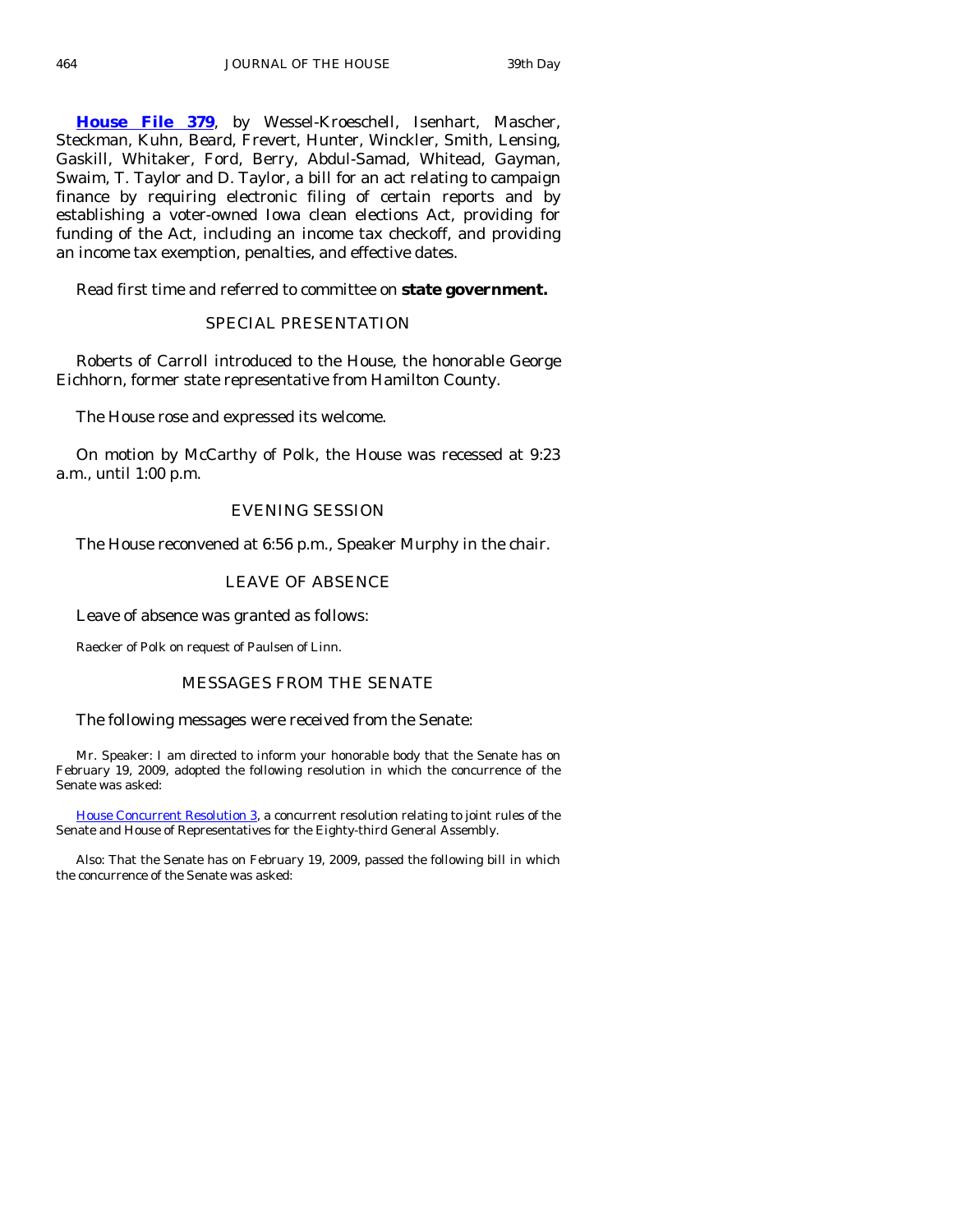**House File 379**, by Wessel-Kroeschell, Isenhart, Mascher, Steckman, Kuhn, Beard, Frevert, Hunter, Winckler, Smith, Lensing, Gaskill, Whitaker, Ford, Berry, Abdul-Samad, Whitead, Gayman, Swaim, T. Taylor and D. Taylor, a bill for an act relating to campaign finance by requiring electronic filing of certain reports and by establishing a voter-owned Iowa clean elections Act, providing for funding of the Act, including an income tax checkoff, and providing an income tax exemption, penalties, and effective dates.

Read first time and referred to committee on **state government.**

## SPECIAL PRESENTATION

Roberts of Carroll introduced to the House, the honorable George Eichhorn, former state representative from Hamilton County.

The House rose and expressed its welcome.

On motion by McCarthy of Polk, the House was recessed at 9:23 a.m., until 1:00 p.m.

## EVENING SESSION

The House reconvened at 6:56 p.m., Speaker Murphy in the chair.

## LEAVE OF ABSENCE

Leave of absence was granted as follows:

Raecker of Polk on request of Paulsen of Linn.

## MESSAGES FROM THE SENATE

The following messages were received from the Senate:

Mr. Speaker: I am directed to inform your honorable body that the Senate has on February 19, 2009, adopted the following resolution in which the concurrence of the Senate was asked:

House Concurrent Resolution 3, a concurrent resolution relating to joint rules of the Senate and House of Representatives for the Eighty-third General Assembly.

Also: That the Senate has on February 19, 2009, passed the following bill in which the concurrence of the Senate was asked: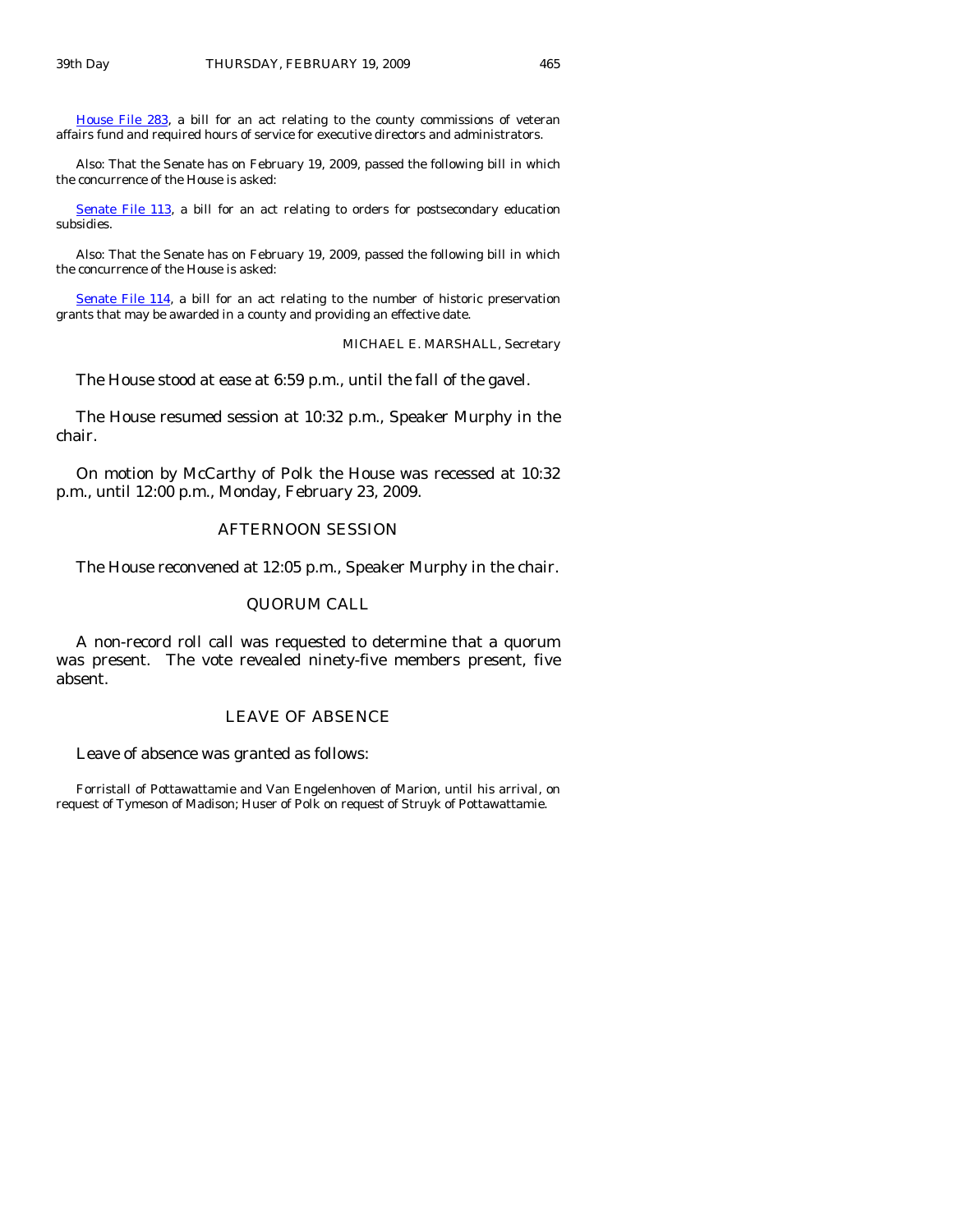House File 283, a bill for an act relating to the county commissions of veteran affairs fund and required hours of service for executive directors and administrators.

Also: That the Senate has on February 19, 2009, passed the following bill in which the concurrence of the House is asked:

Senate File 113, a bill for an act relating to orders for postsecondary education subsidies.

Also: That the Senate has on February 19, 2009, passed the following bill in which the concurrence of the House is asked:

Senate File 114, a bill for an act relating to the number of historic preservation grants that may be awarded in a county and providing an effective date.

MICHAEL E. MARSHALL, Secretary

The House stood at ease at 6:59 p.m., until the fall of the gavel.

The House resumed session at 10:32 p.m., Speaker Murphy in the chair.

On motion by McCarthy of Polk the House was recessed at 10:32 p.m., until 12:00 p.m., Monday, February 23, 2009.

## AFTERNOON SESSION

The House reconvened at 12:05 p.m., Speaker Murphy in the chair.

## QUORUM CALL

A non-record roll call was requested to determine that a quorum was present. The vote revealed ninety-five members present, five absent.

## LEAVE OF ABSENCE

Leave of absence was granted as follows:

Forristall of Pottawattamie and Van Engelenhoven of Marion, until his arrival, on request of Tymeson of Madison; Huser of Polk on request of Struyk of Pottawattamie.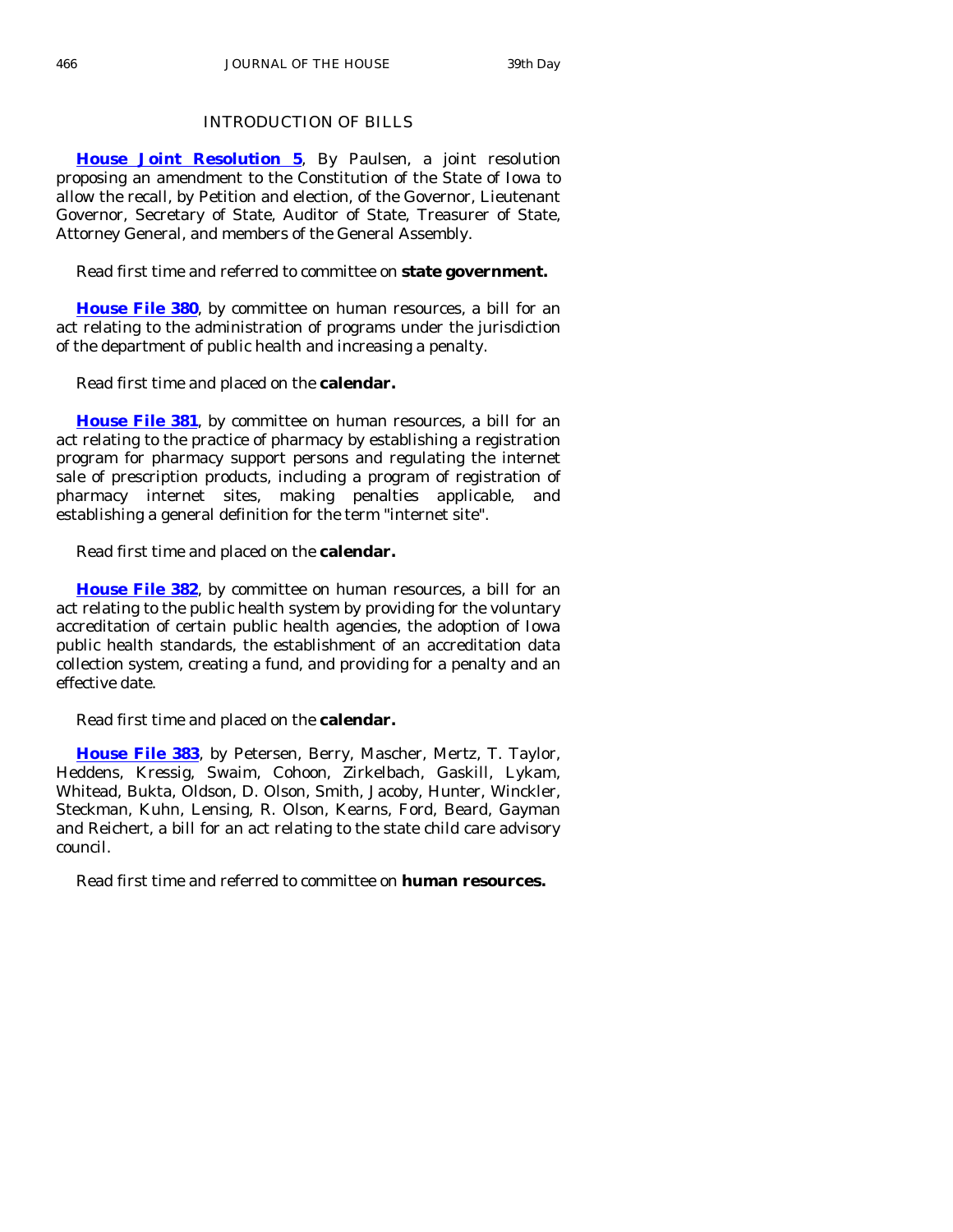## INTRODUCTION OF BILLS

**House Joint Resolution 5**, By Paulsen, a joint resolution proposing an amendment to the Constitution of the State of Iowa to allow the recall, by Petition and election, of the Governor, Lieutenant Governor, Secretary of State, Auditor of State, Treasurer of State, Attorney General, and members of the General Assembly.

Read first time and referred to committee on **state government.**

**House File 380**, by committee on human resources, a bill for an act relating to the administration of programs under the jurisdiction of the department of public health and increasing a penalty.

Read first time and placed on the **calendar.**

**House File 381**, by committee on human resources, a bill for an act relating to the practice of pharmacy by establishing a registration program for pharmacy support persons and regulating the internet sale of prescription products, including a program of registration of pharmacy internet sites, making penalties applicable, and establishing a general definition for the term "internet site".

Read first time and placed on the **calendar.**

**House File 382**, by committee on human resources, a bill for an act relating to the public health system by providing for the voluntary accreditation of certain public health agencies, the adoption of Iowa public health standards, the establishment of an accreditation data collection system, creating a fund, and providing for a penalty and an effective date.

Read first time and placed on the **calendar.**

**House File 383**, by Petersen, Berry, Mascher, Mertz, T. Taylor, Heddens, Kressig, Swaim, Cohoon, Zirkelbach, Gaskill, Lykam, Whitead, Bukta, Oldson, D. Olson, Smith, Jacoby, Hunter, Winckler, Steckman, Kuhn, Lensing, R. Olson, Kearns, Ford, Beard, Gayman and Reichert, a bill for an act relating to the state child care advisory council.

Read first time and referred to committee on **human resources.**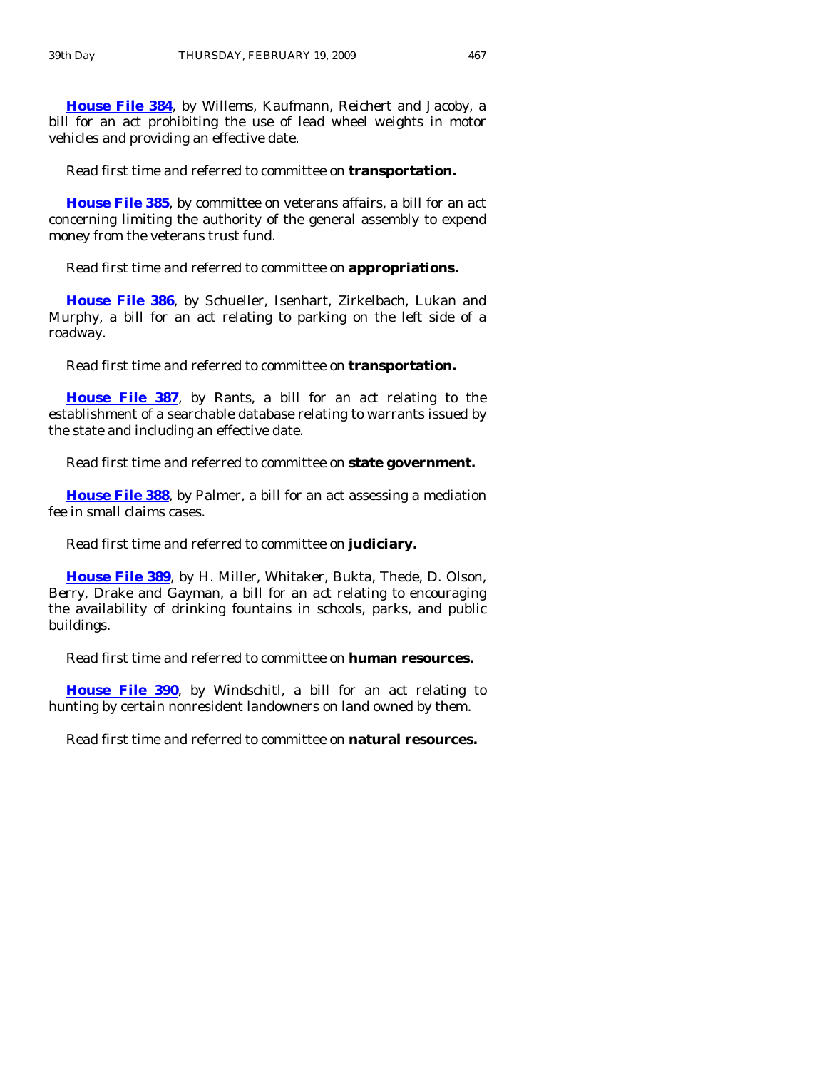**House File 384**, by Willems, Kaufmann, Reichert and Jacoby, a bill for an act prohibiting the use of lead wheel weights in motor vehicles and providing an effective date.

Read first time and referred to committee on **transportation.**

**House File 385**, by committee on veterans affairs, a bill for an act concerning limiting the authority of the general assembly to expend money from the veterans trust fund.

Read first time and referred to committee on **appropriations.**

**House File 386**, by Schueller, Isenhart, Zirkelbach, Lukan and Murphy, a bill for an act relating to parking on the left side of a roadway.

Read first time and referred to committee on **transportation.**

**House File 387**, by Rants, a bill for an act relating to the establishment of a searchable database relating to warrants issued by the state and including an effective date.

Read first time and referred to committee on **state government.**

**House File 388**, by Palmer, a bill for an act assessing a mediation fee in small claims cases.

Read first time and referred to committee on **judiciary.**

**House File 389**, by H. Miller, Whitaker, Bukta, Thede, D. Olson, Berry, Drake and Gayman, a bill for an act relating to encouraging the availability of drinking fountains in schools, parks, and public buildings.

Read first time and referred to committee on **human resources.**

**House File 390**, by Windschitl, a bill for an act relating to hunting by certain nonresident landowners on land owned by them.

Read first time and referred to committee on **natural resources.**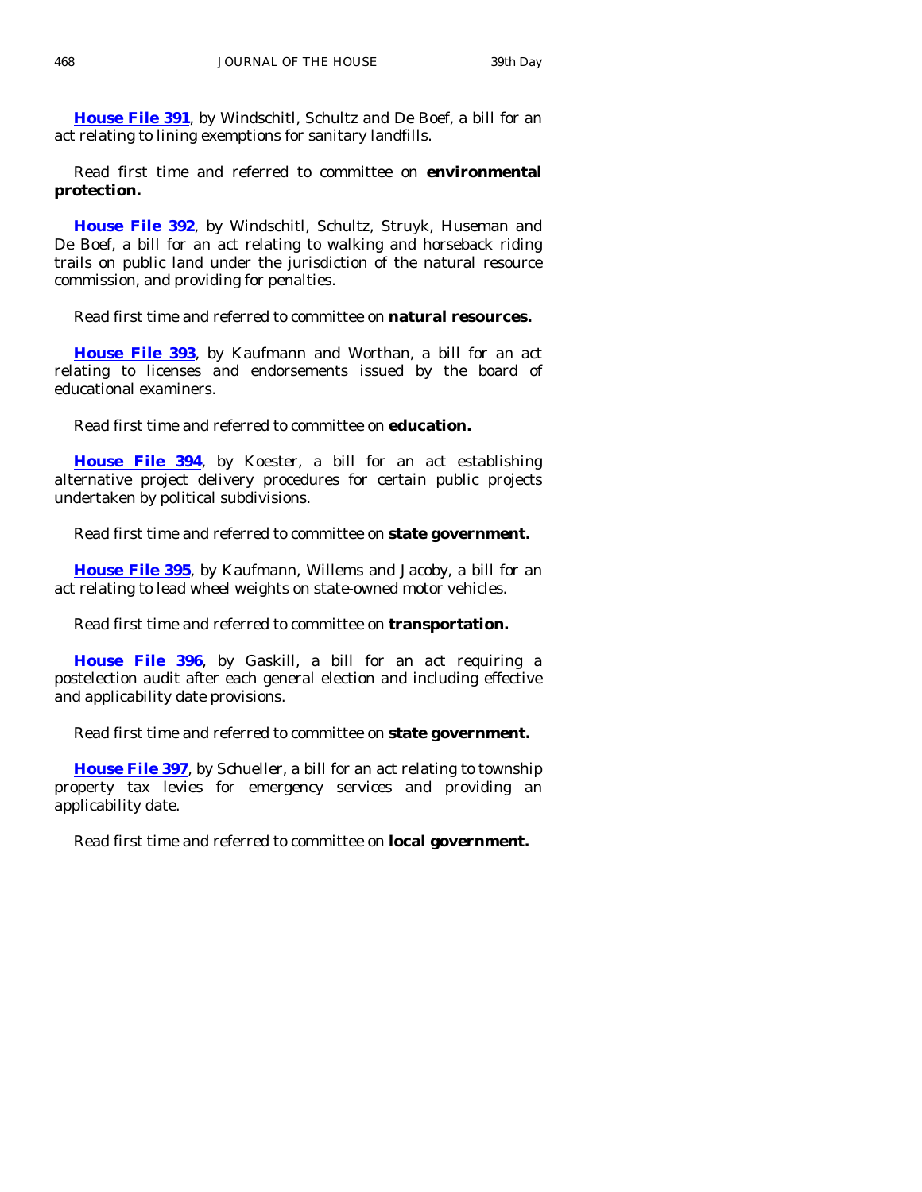**House File 391**, by Windschitl, Schultz and De Boef, a bill for an act relating to lining exemptions for sanitary landfills.

Read first time and referred to committee on **environmental protection.**

**House File 392**, by Windschitl, Schultz, Struyk, Huseman and De Boef, a bill for an act relating to walking and horseback riding trails on public land under the jurisdiction of the natural resource commission, and providing for penalties.

Read first time and referred to committee on **natural resources.**

**House File 393**, by Kaufmann and Worthan, a bill for an act relating to licenses and endorsements issued by the board of educational examiners.

Read first time and referred to committee on **education.**

**House File 394**, by Koester, a bill for an act establishing alternative project delivery procedures for certain public projects undertaken by political subdivisions.

Read first time and referred to committee on **state government.**

**House File 395**, by Kaufmann, Willems and Jacoby, a bill for an act relating to lead wheel weights on state-owned motor vehicles.

Read first time and referred to committee on **transportation.**

**House File 396**, by Gaskill, a bill for an act requiring a postelection audit after each general election and including effective and applicability date provisions.

Read first time and referred to committee on **state government.**

**House File 397**, by Schueller, a bill for an act relating to township property tax levies for emergency services and providing an applicability date.

Read first time and referred to committee on **local government.**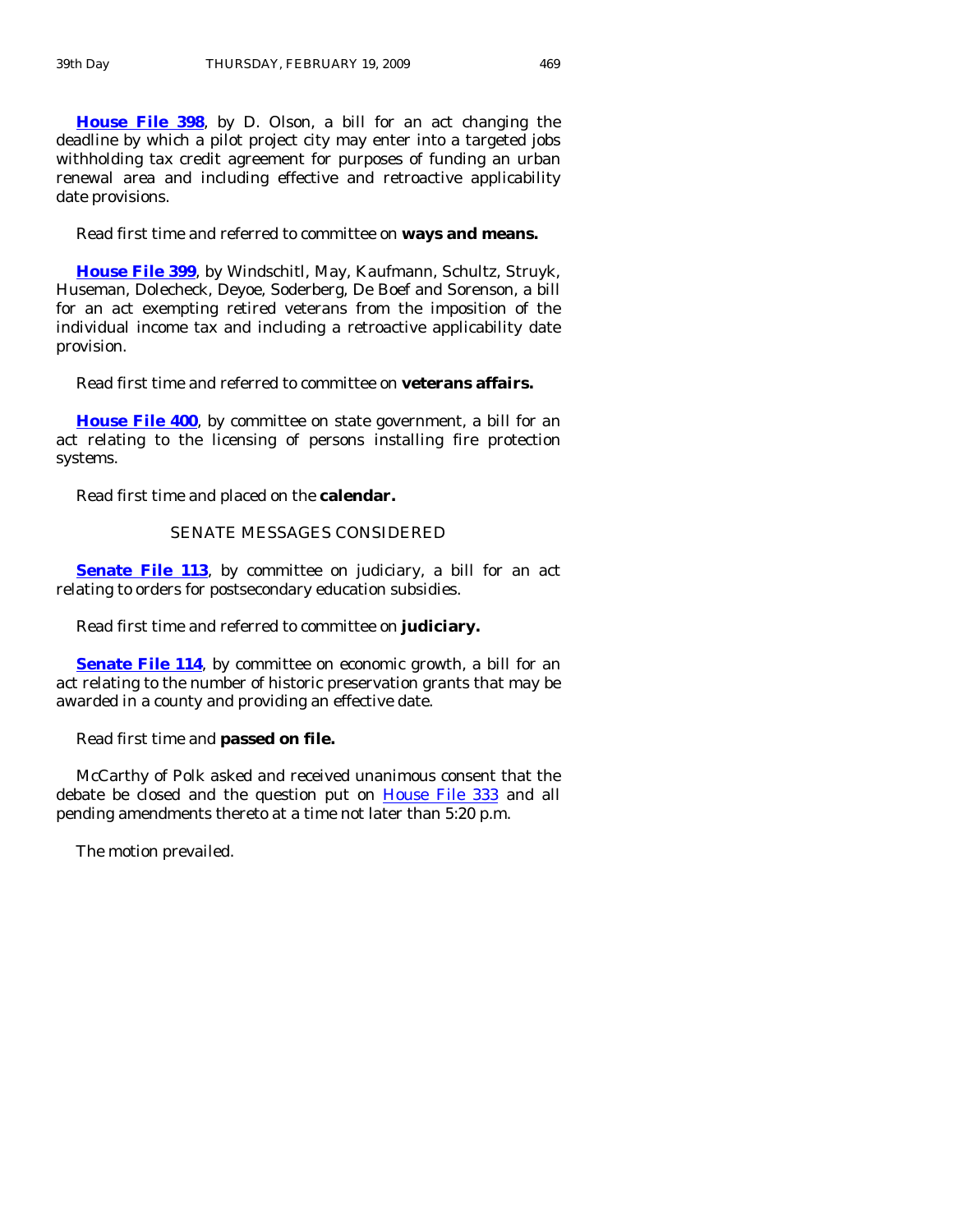**House File 398**, by D. Olson, a bill for an act changing the deadline by which a pilot project city may enter into a targeted jobs withholding tax credit agreement for purposes of funding an urban renewal area and including effective and retroactive applicability date provisions.

Read first time and referred to committee on **ways and means.**

**House File 399**, by Windschitl, May, Kaufmann, Schultz, Struyk, Huseman, Dolecheck, Deyoe, Soderberg, De Boef and Sorenson, a bill for an act exempting retired veterans from the imposition of the individual income tax and including a retroactive applicability date provision.

Read first time and referred to committee on **veterans affairs.**

**House File 400**, by committee on state government, a bill for an act relating to the licensing of persons installing fire protection systems.

Read first time and placed on the **calendar.**

## SENATE MESSAGES CONSIDERED

**Senate File 113**, by committee on judiciary, a bill for an act relating to orders for postsecondary education subsidies.

Read first time and referred to committee on **judiciary.**

**Senate File 114**, by committee on economic growth, a bill for an act relating to the number of historic preservation grants that may be awarded in a county and providing an effective date.

Read first time and **passed on file.**

McCarthy of Polk asked and received unanimous consent that the debate be closed and the question put on House File 333 and all pending amendments thereto at a time not later than 5:20 p.m.

The motion prevailed.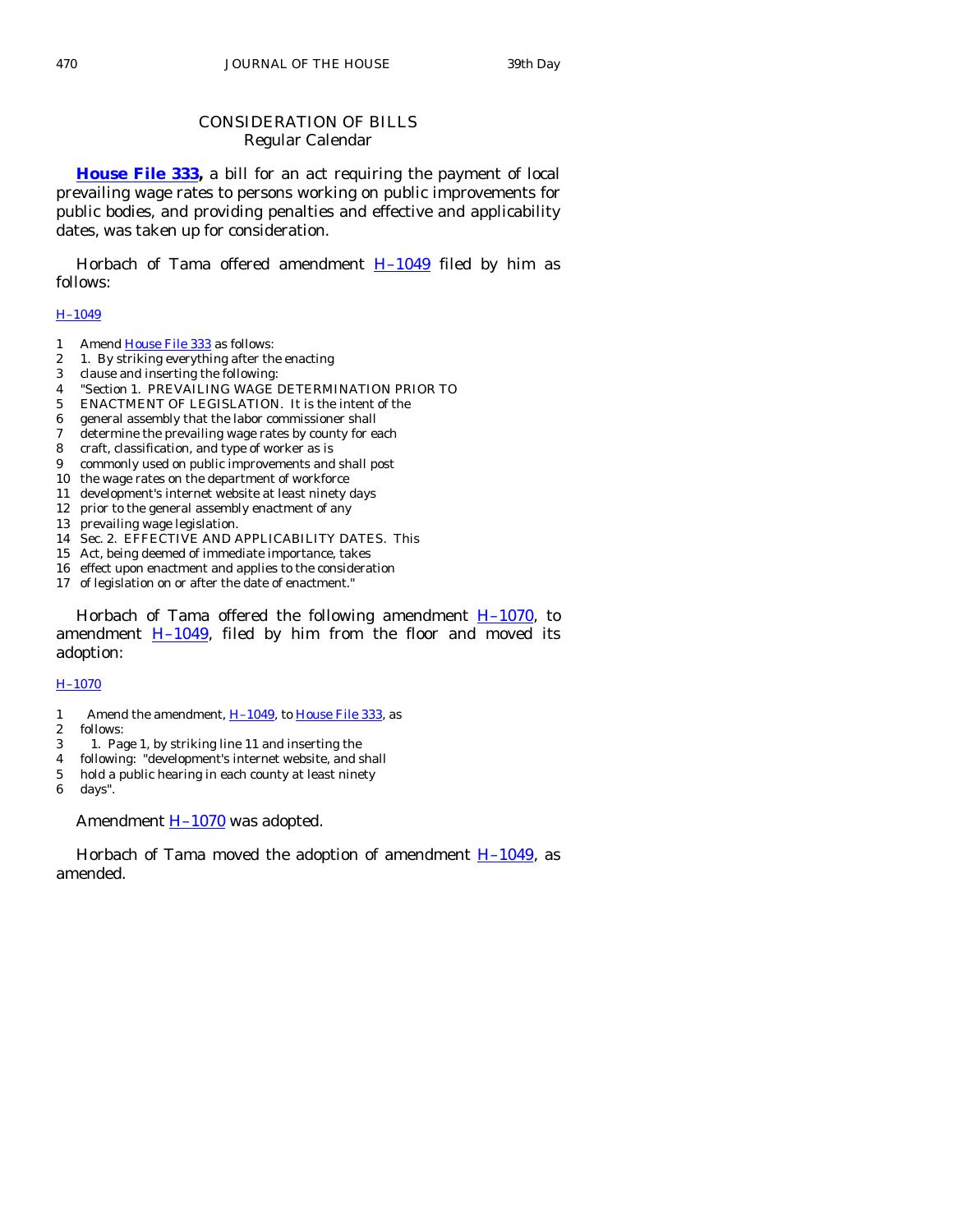## CONSIDERATION OF BILLS
### Regular Calendar

**House File 333,** a bill for an act requiring the payment of local prevailing wage rates to persons working on public improvements for public bodies, and providing penalties and effective and applicability dates, was taken up for consideration.

Horbach of Tama offered amendment H–1049 filed by him as follows:

H–1049

```
1   Amend House File 333 as follows:
2   1. By striking everything after the enacting
3   clause and inserting the following:
4   "Section 1. PREVAILING WAGE DETERMINATION PRIOR TO
5   ENACTMENT OF LEGISLATION. It is the intent of the
6   general assembly that the labor commissioner shall
7   determine the prevailing wage rates by county for each
8   craft, classification, and type of worker as is
9   commonly used on public improvements and shall post
10  the wage rates on the department of workforce
11  development's internet website at least ninety days
12  prior to the general assembly enactment of any
13  prevailing wage legislation.
14  Sec. 2. EFFECTIVE AND APPLICABILITY DATES. This
15  Act, being deemed of immediate importance, takes
16  effect upon enactment and applies to the consideration
17  of legislation on or after the date of enactment."
```

Horbach of Tama offered the following amendment H–1070, to amendment H–1049, filed by him from the floor and moved its adoption:

H–1070

```
1   Amend the amendment, H–1049, to House File 333, as
2   follows:
3   1. Page 1, by striking line 11 and inserting the
4   following: "development's internet website, and shall
5   hold a public hearing in each county at least ninety
6   days".
```

Amendment H–1070 was adopted.

Horbach of Tama moved the adoption of amendment H–1049, as amended.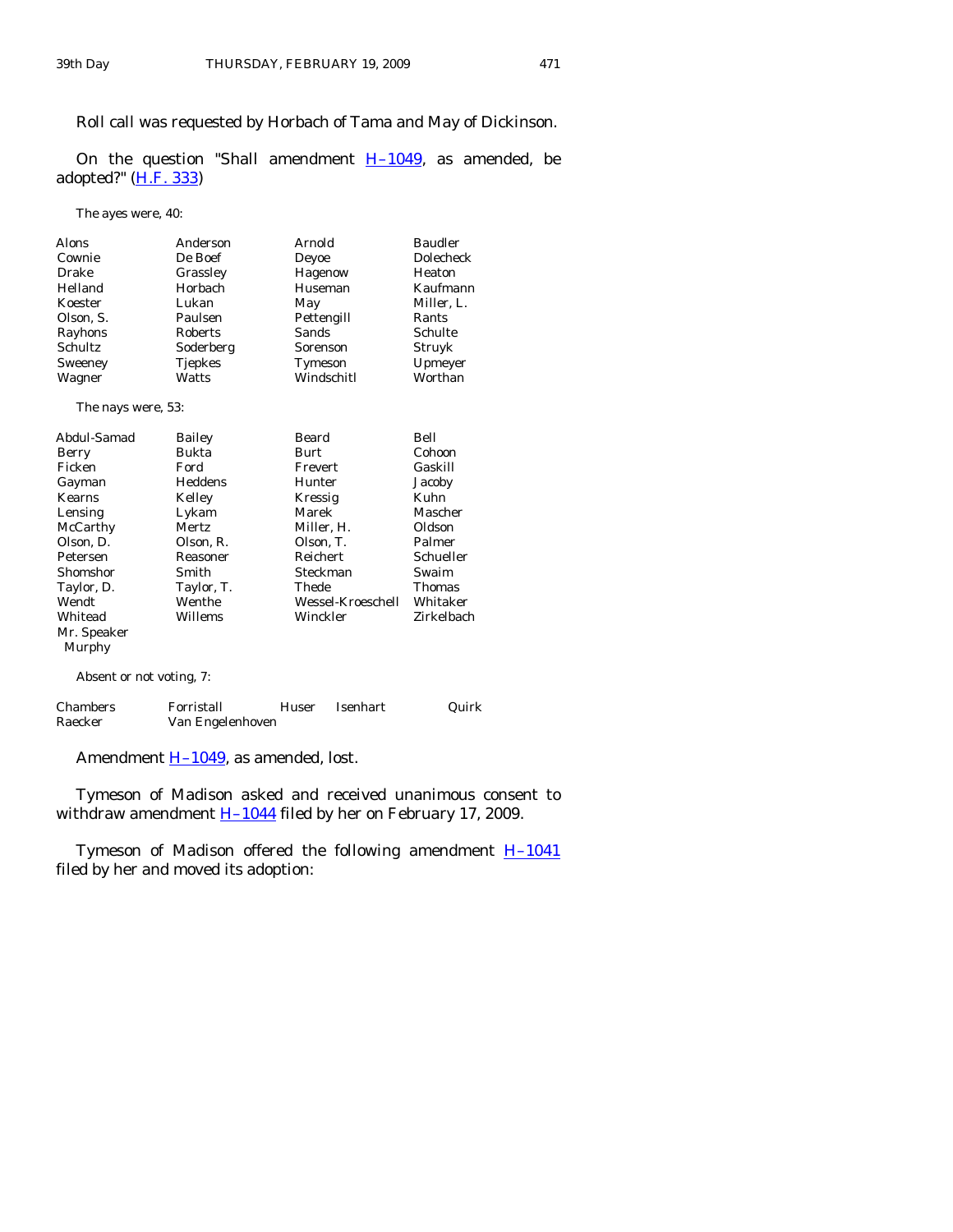Roll call was requested by Horbach of Tama and May of Dickinson.

On the question "Shall amendment H–1049, as amended, be adopted?" (H.F. 333)

The ayes were, 40:

| | | | |
|---|---|---|---|
| Alons | Anderson | Arnold | Baudler |
| Cownie | De Boef | Deyoe | Dolecheck |
| Drake | Grassley | Hagenow | Heaton |
| Helland | Horbach | Huseman | Kaufmann |
| Koester | Lukan | May | Miller, L. |
| Olson, S. | Paulsen | Pettengill | Rants |
| Rayhons | Roberts | Sands | Schulte |
| Schultz | Soderberg | Sorenson | Struyk |
| Sweeney | Tjepkes | Tymeson | Upmeyer |
| Wagner | Watts | Windschitl | Worthan |

The nays were, 53:

| | | | |
|---|---|---|---|
| Abdul-Samad | Bailey | Beard | Bell |
| Berry | Bukta | Burt | Cohoon |
| Ficken | Ford | Frevert | Gaskill |
| Gayman | Heddens | Hunter | Jacoby |
| Kearns | Kelley | Kressig | Kuhn |
| Lensing | Lykam | Marek | Mascher |
| McCarthy | Mertz | Miller, H. | Oldson |
| Olson, D. | Olson, R. | Olson, T. | Palmer |
| Petersen | Reasoner | Reichert | Schueller |
| Shomshor | Smith | Steckman | Swaim |
| Taylor, D. | Taylor, T. | Thede | Thomas |
| Wendt | Wenthe | Wessel-Kroeschell | Whitaker |
| Whitead | Willems | Winckler | Zirkelbach |
| Mr. Speaker Murphy | | | |

Absent or not voting, 7:

| | | | | |
|---|---|---|---|---|
| Chambers | Forristall | Huser | Isenhart | Quirk |
| Raecker | Van Engelenhoven | | | |

Amendment H–1049, as amended, lost.

Tymeson of Madison asked and received unanimous consent to withdraw amendment H–1044 filed by her on February 17, 2009.

Tymeson of Madison offered the following amendment H–1041 filed by her and moved its adoption: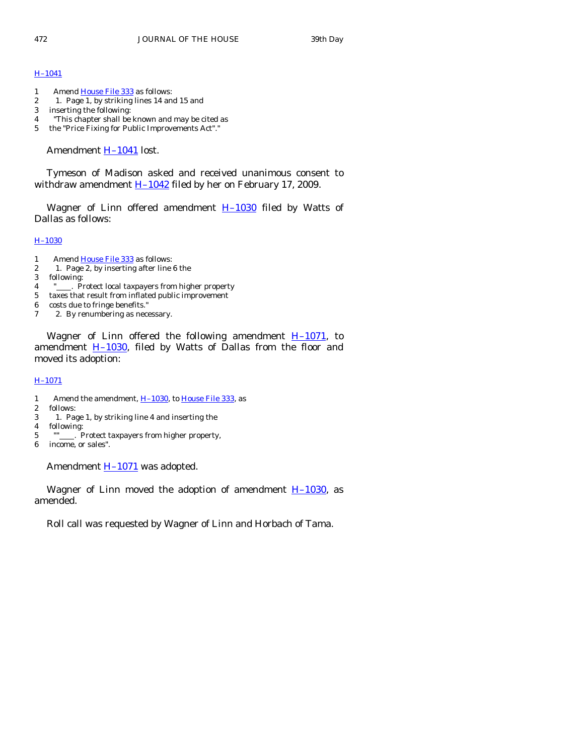H–1041

1 Amend House File 333 as follows:
2 1. Page 1, by striking lines 14 and 15 and
3 inserting the following:
4 "This chapter shall be known and may be cited as
5 the "Price Fixing for Public Improvements Act"."

Amendment H–1041 lost.

Tymeson of Madison asked and received unanimous consent to withdraw amendment H–1042 filed by her on February 17, 2009.

Wagner of Linn offered amendment H–1030 filed by Watts of Dallas as follows:

H–1030

1 Amend House File 333 as follows:
2 1. Page 2, by inserting after line 6 the
3 following:
4 "____. Protect local taxpayers from higher property
5 taxes that result from inflated public improvement
6 costs due to fringe benefits."
7 2. By renumbering as necessary.

Wagner of Linn offered the following amendment H–1071, to amendment H–1030, filed by Watts of Dallas from the floor and moved its adoption:

H–1071

1 Amend the amendment, H–1030, to House File 333, as
2 follows:
3 1. Page 1, by striking line 4 and inserting the
4 following:
5 ""____. Protect taxpayers from higher property,
6 income, or sales".

Amendment H–1071 was adopted.

Wagner of Linn moved the adoption of amendment H–1030, as amended.

Roll call was requested by Wagner of Linn and Horbach of Tama.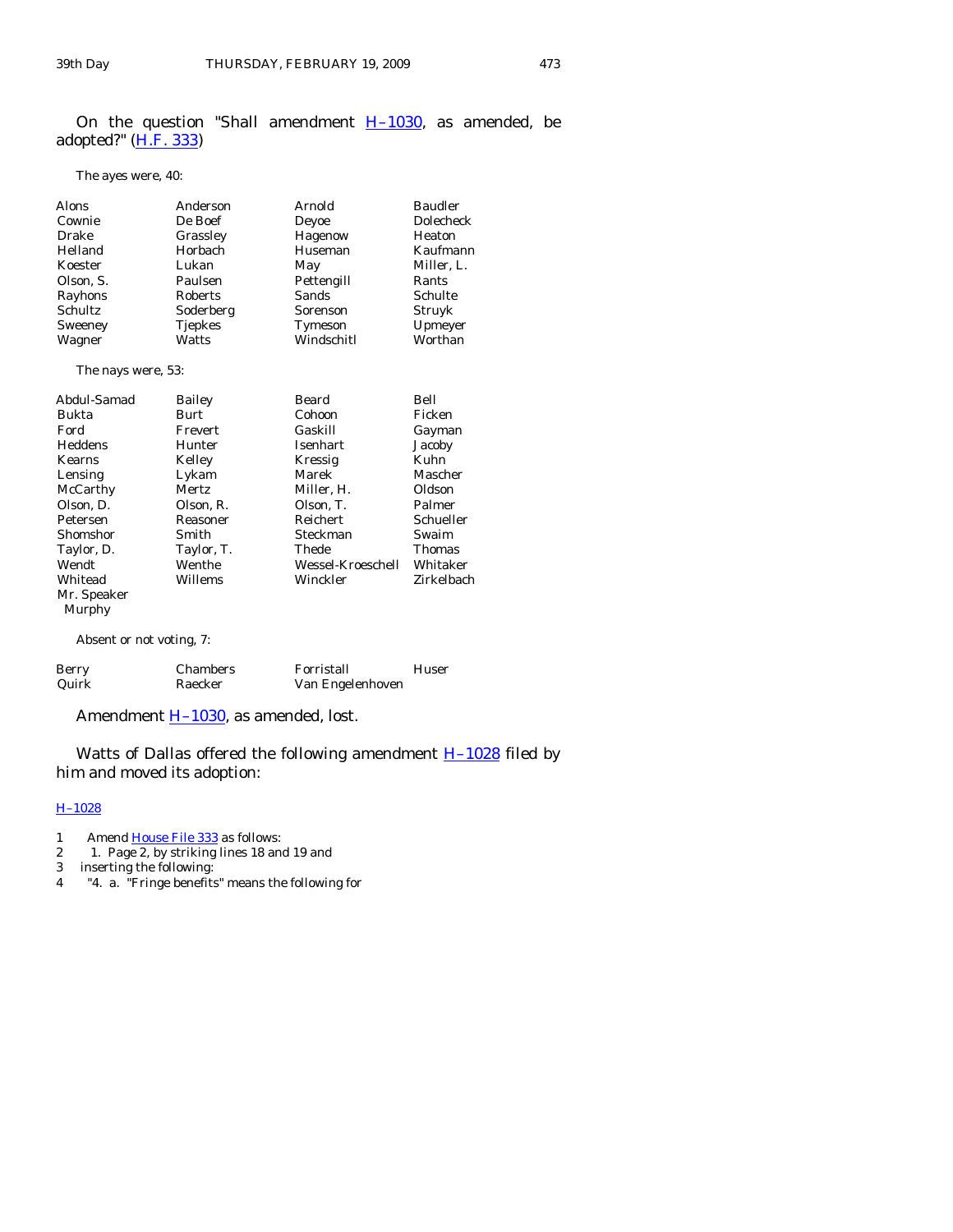On the question "Shall amendment H–1030, as amended, be adopted?" (H.F. 333)

The ayes were, 40:

| | | | |
|---|---|---|---|
| Alons | Anderson | Arnold | Baudler |
| Cownie | De Boef | Deyoe | Dolecheck |
| Drake | Grassley | Hagenow | Heaton |
| Helland | Horbach | Huseman | Kaufmann |
| Koester | Lukan | May | Miller, L. |
| Olson, S. | Paulsen | Pettengill | Rants |
| Rayhons | Roberts | Sands | Schulte |
| Schultz | Soderberg | Sorenson | Struyk |
| Sweeney | Tjepkes | Tymeson | Upmeyer |
| Wagner | Watts | Windschitl | Worthan |

The nays were, 53:

| | | | |
|---|---|---|---|
| Abdul-Samad | Bailey | Beard | Bell |
| Bukta | Burt | Cohoon | Ficken |
| Ford | Frevert | Gaskill | Gayman |
| Heddens | Hunter | Isenhart | Jacoby |
| Kearns | Kelley | Kressig | Kuhn |
| Lensing | Lykam | Marek | Mascher |
| McCarthy | Mertz | Miller, H. | Oldson |
| Olson, D. | Olson, R. | Olson, T. | Palmer |
| Petersen | Reasoner | Reichert | Schueller |
| Shomshor | Smith | Steckman | Swaim |
| Taylor, D. | Taylor, T. | Thede | Thomas |
| Wendt | Wenthe | Wessel-Kroeschell | Whitaker |
| Whitead | Willems | Winckler | Zirkelbach |
| Mr. Speaker Murphy | | | |

Absent or not voting, 7:

| | | | |
|---|---|---|---|
| Berry | Chambers | Forristall | Huser |
| Quirk | Raecker | Van Engelenhoven | |

Amendment H–1030, as amended, lost.

Watts of Dallas offered the following amendment H–1028 filed by him and moved its adoption:

H–1028

1 Amend House File 333 as follows:
2 1. Page 2, by striking lines 18 and 19 and
3 inserting the following:
4 "4. a. "Fringe benefits" means the following for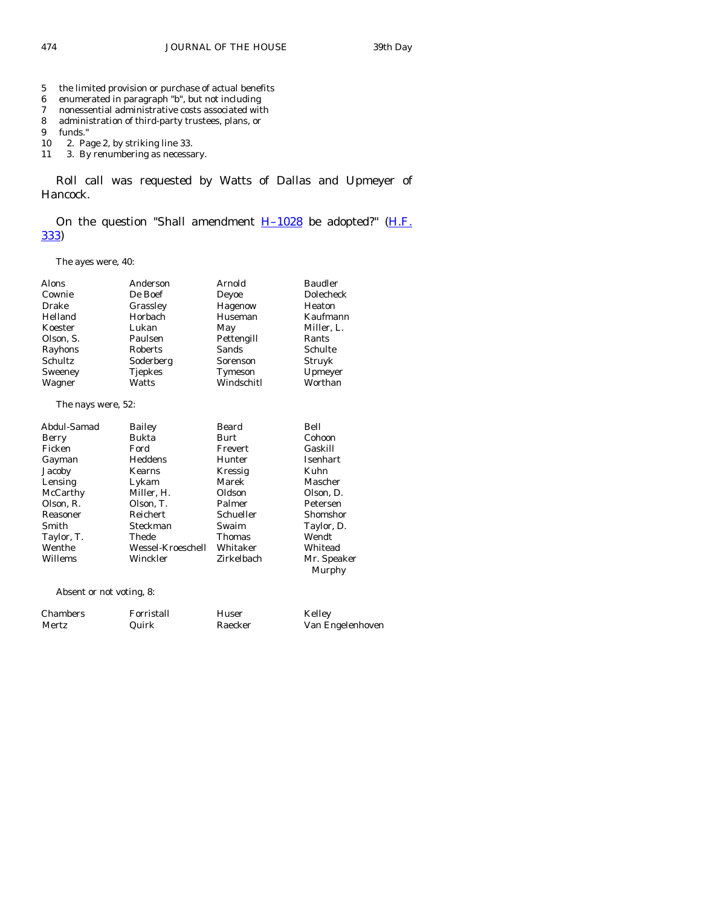5 the limited provision or purchase of actual benefits
6 enumerated in paragraph "b", but not including
7 nonessential administrative costs associated with
8 administration of third-party trustees, plans, or
9 funds."
10 2. Page 2, by striking line 33.
11 3. By renumbering as necessary.

Roll call was requested by Watts of Dallas and Upmeyer of Hancock.

On the question "Shall amendment H–1028 be adopted?" (H.F. 333)

The ayes were, 40:

| | | | |
|---|---|---|---|
| Alons | Anderson | Arnold | Baudler |
| Cownie | De Boef | Deyoe | Dolecheck |
| Drake | Grassley | Hagenow | Heaton |
| Helland | Horbach | Huseman | Kaufmann |
| Koester | Lukan | May | Miller, L. |
| Olson, S. | Paulsen | Pettengill | Rants |
| Rayhons | Roberts | Sands | Schulte |
| Schultz | Soderberg | Sorenson | Struyk |
| Sweeney | Tjepkes | Tymeson | Upmeyer |
| Wagner | Watts | Windschitl | Worthan |

The nays were, 52:

| | | | |
|---|---|---|---|
| Abdul-Samad | Bailey | Beard | Bell |
| Berry | Bukta | Burt | Cohoon |
| Ficken | Ford | Frevert | Gaskill |
| Gayman | Heddens | Hunter | Isenhart |
| Jacoby | Kearns | Kressig | Kuhn |
| Lensing | Lykam | Marek | Mascher |
| McCarthy | Miller, H. | Oldson | Olson, D. |
| Olson, R. | Olson, T. | Palmer | Petersen |
| Reasoner | Reichert | Schueller | Shomshor |
| Smith | Steckman | Swaim | Taylor, D. |
| Taylor, T. | Thede | Thomas | Wendt |
| Wenthe | Wessel-Kroeschell | Whitaker | Whitead |
| Willems | Winckler | Zirkelbach | Mr. Speaker Murphy |

Absent or not voting, 8:

| | | | |
|---|---|---|---|
| Chambers | Forristall | Huser | Kelley |
| Mertz | Quirk | Raecker | Van Engelenhoven |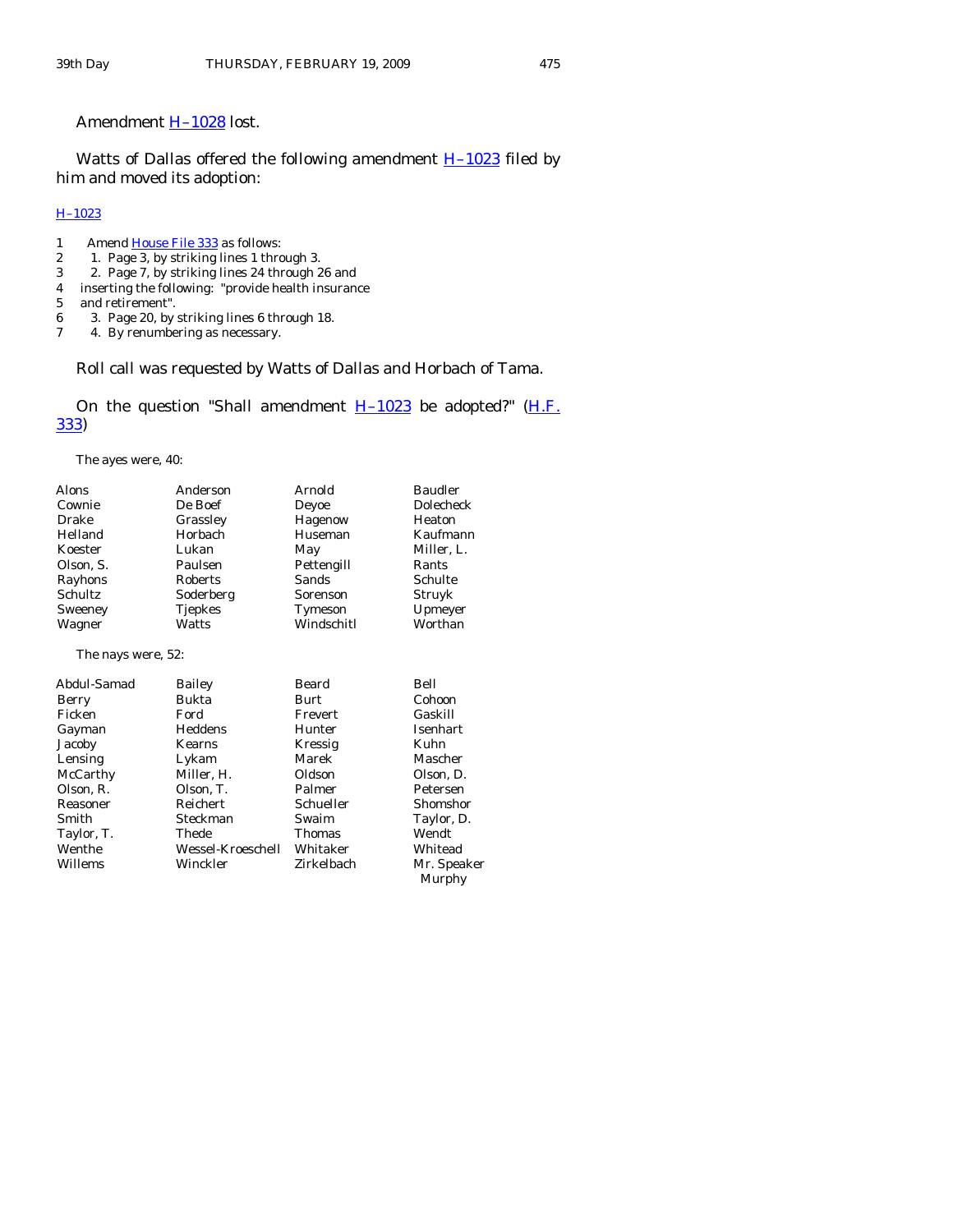Amendment H–1028 lost.

Watts of Dallas offered the following amendment H–1023 filed by him and moved its adoption:

H–1023

1 Amend House File 333 as follows:
2 1. Page 3, by striking lines 1 through 3.
3 2. Page 7, by striking lines 24 through 26 and
4 inserting the following: "provide health insurance
5 and retirement".
6 3. Page 20, by striking lines 6 through 18.
7 4. By renumbering as necessary.

Roll call was requested by Watts of Dallas and Horbach of Tama.

On the question "Shall amendment H–1023 be adopted?" (H.F. 333)

The ayes were, 40:

| | | | |
|---|---|---|---|
| Alons | Anderson | Arnold | Baudler |
| Cownie | De Boef | Deyoe | Dolecheck |
| Drake | Grassley | Hagenow | Heaton |
| Helland | Horbach | Huseman | Kaufmann |
| Koester | Lukan | May | Miller, L. |
| Olson, S. | Paulsen | Pettengill | Rants |
| Rayhons | Roberts | Sands | Schulte |
| Schultz | Soderberg | Sorenson | Struyk |
| Sweeney | Tjepkes | Tymeson | Upmeyer |
| Wagner | Watts | Windschitl | Worthan |

The nays were, 52:

| | | | |
|---|---|---|---|
| Abdul-Samad | Bailey | Beard | Bell |
| Berry | Bukta | Burt | Cohoon |
| Ficken | Ford | Frevert | Gaskill |
| Gayman | Heddens | Hunter | Isenhart |
| Jacoby | Kearns | Kressig | Kuhn |
| Lensing | Lykam | Marek | Mascher |
| McCarthy | Miller, H. | Oldson | Olson, D. |
| Olson, R. | Olson, T. | Palmer | Petersen |
| Reasoner | Reichert | Schueller | Shomshor |
| Smith | Steckman | Swaim | Taylor, D. |
| Taylor, T. | Thede | Thomas | Wendt |
| Wenthe | Wessel-Kroeschell | Whitaker | Whitead |
| Willems | Winckler | Zirkelbach | Mr. Speaker Murphy |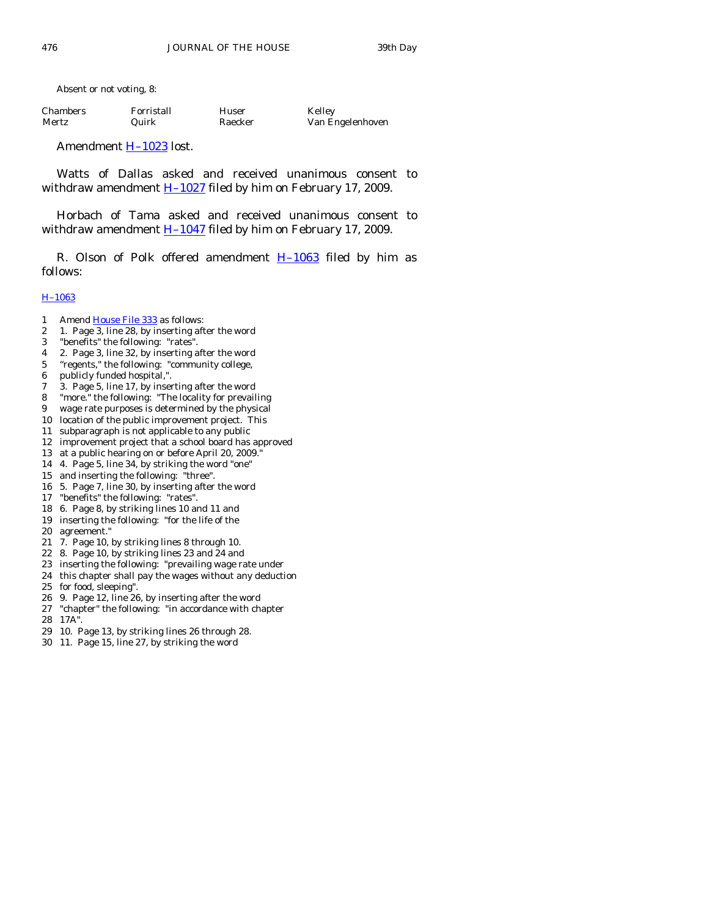Absent or not voting, 8:

| | | | |
|---|---|---|---|
| Chambers | Forristall | Huser | Kelley |
| Mertz | Quirk | Raecker | Van Engelenhoven |

Amendment H–1023 lost.

Watts of Dallas asked and received unanimous consent to withdraw amendment H–1027 filed by him on February 17, 2009.

Horbach of Tama asked and received unanimous consent to withdraw amendment H–1047 filed by him on February 17, 2009.

R. Olson of Polk offered amendment H–1063 filed by him as follows:

H–1063

1 Amend House File 333 as follows:
2 1. Page 3, line 28, by inserting after the word
3 "benefits" the following: "rates".
4 2. Page 3, line 32, by inserting after the word
5 "regents," the following: "community college,
6 publicly funded hospital,".
7 3. Page 5, line 17, by inserting after the word
8 "more." the following: "The locality for prevailing
9 wage rate purposes is determined by the physical
10 location of the public improvement project. This
11 subparagraph is not applicable to any public
12 improvement project that a school board has approved
13 at a public hearing on or before April 20, 2009."
14 4. Page 5, line 34, by striking the word "one"
15 and inserting the following: "three".
16 5. Page 7, line 30, by inserting after the word
17 "benefits" the following: "rates".
18 6. Page 8, by striking lines 10 and 11 and
19 inserting the following: "for the life of the
20 agreement."
21 7. Page 10, by striking lines 8 through 10.
22 8. Page 10, by striking lines 23 and 24 and
23 inserting the following: "prevailing wage rate under
24 this chapter shall pay the wages without any deduction
25 for food, sleeping".
26 9. Page 12, line 26, by inserting after the word
27 "chapter" the following: "in accordance with chapter
28 17A".
29 10. Page 13, by striking lines 26 through 28.
30 11. Page 15, line 27, by striking the word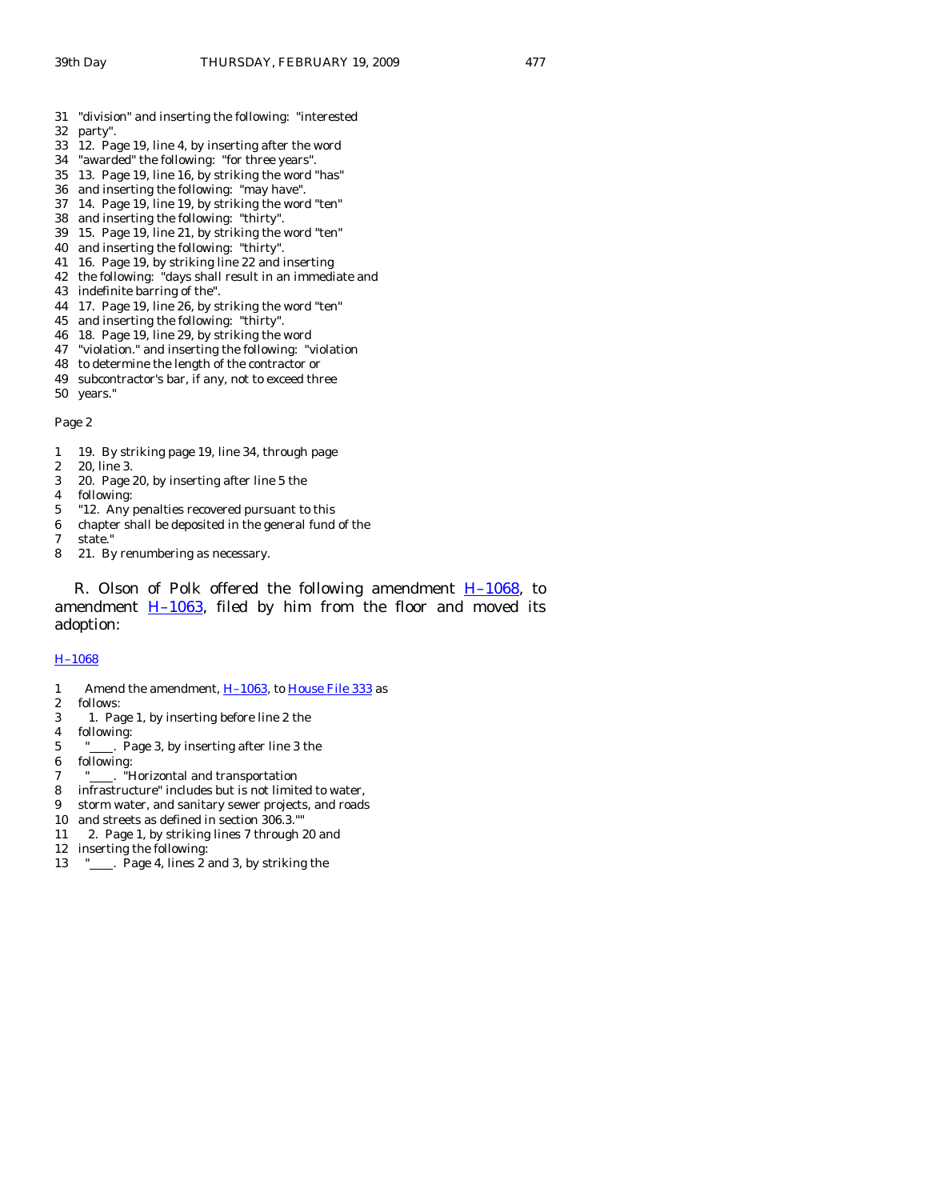31 "division" and inserting the following: "interested
32 party".
33 12. Page 19, line 4, by inserting after the word
34 "awarded" the following: "for three years".
35 13. Page 19, line 16, by striking the word "has"
36 and inserting the following: "may have".
37 14. Page 19, line 19, by striking the word "ten"
38 and inserting the following: "thirty".
39 15. Page 19, line 21, by striking the word "ten"
40 and inserting the following: "thirty".
41 16. Page 19, by striking line 22 and inserting
42 the following: "days shall result in an immediate and
43 indefinite barring of the".
44 17. Page 19, line 26, by striking the word "ten"
45 and inserting the following: "thirty".
46 18. Page 19, line 29, by striking the word
47 "violation." and inserting the following: "violation
48 to determine the length of the contractor or
49 subcontractor's bar, if any, not to exceed three
50 years."

Page 2

1 19. By striking page 19, line 34, through page
2 20, line 3.
3 20. Page 20, by inserting after line 5 the
4 following:
5 "12. Any penalties recovered pursuant to this
6 chapter shall be deposited in the general fund of the
7 state."
8 21. By renumbering as necessary.

R. Olson of Polk offered the following amendment H–1068, to amendment H–1063, filed by him from the floor and moved its adoption:

H–1068

1 Amend the amendment, H–1063, to House File 333 as
2 follows:
3 1. Page 1, by inserting before line 2 the
4 following:
5 "\_\_\_\_. Page 3, by inserting after line 3 the
6 following:
7 "\_\_\_\_. "Horizontal and transportation
8 infrastructure" includes but is not limited to water,
9 storm water, and sanitary sewer projects, and roads
10 and streets as defined in section 306.3.""
11 2. Page 1, by striking lines 7 through 20 and
12 inserting the following:
13 "\_\_\_\_. Page 4, lines 2 and 3, by striking the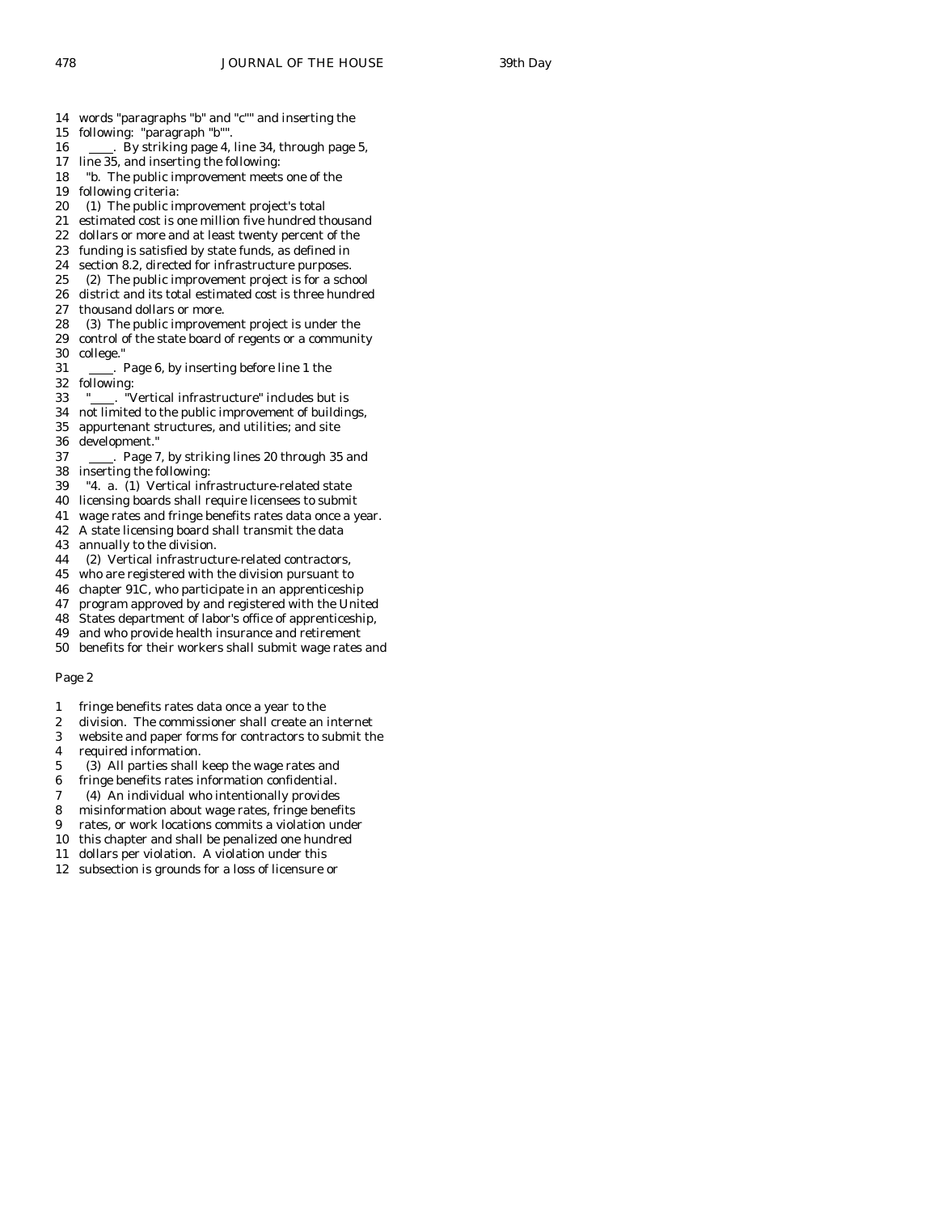14 words "paragraphs "b" and "c"" and inserting the
15 following: "paragraph "b"".
16 ____. By striking page 4, line 34, through page 5,
17 line 35, and inserting the following:
18 "b. The public improvement meets one of the
19 following criteria:
20 (1) The public improvement project's total
21 estimated cost is one million five hundred thousand
22 dollars or more and at least twenty percent of the
23 funding is satisfied by state funds, as defined in
24 section 8.2, directed for infrastructure purposes.
25 (2) The public improvement project is for a school
26 district and its total estimated cost is three hundred
27 thousand dollars or more.
28 (3) The public improvement project is under the
29 control of the state board of regents or a community
30 college."
31 ____. Page 6, by inserting before line 1 the
32 following:
33 "____. "Vertical infrastructure" includes but is
34 not limited to the public improvement of buildings,
35 appurtenant structures, and utilities; and site
36 development."
37 ____. Page 7, by striking lines 20 through 35 and
38 inserting the following:
39 "4. a. (1) Vertical infrastructure-related state
40 licensing boards shall require licensees to submit
41 wage rates and fringe benefits rates data once a year.
42 A state licensing board shall transmit the data
43 annually to the division.
44 (2) Vertical infrastructure-related contractors,
45 who are registered with the division pursuant to
46 chapter 91C, who participate in an apprenticeship
47 program approved by and registered with the United
48 States department of labor's office of apprenticeship,
49 and who provide health insurance and retirement
50 benefits for their workers shall submit wage rates and

Page 2

1 fringe benefits rates data once a year to the
2 division. The commissioner shall create an internet
3 website and paper forms for contractors to submit the
4 required information.
5 (3) All parties shall keep the wage rates and
6 fringe benefits rates information confidential.
7 (4) An individual who intentionally provides
8 misinformation about wage rates, fringe benefits
9 rates, or work locations commits a violation under
10 this chapter and shall be penalized one hundred
11 dollars per violation. A violation under this
12 subsection is grounds for a loss of licensure or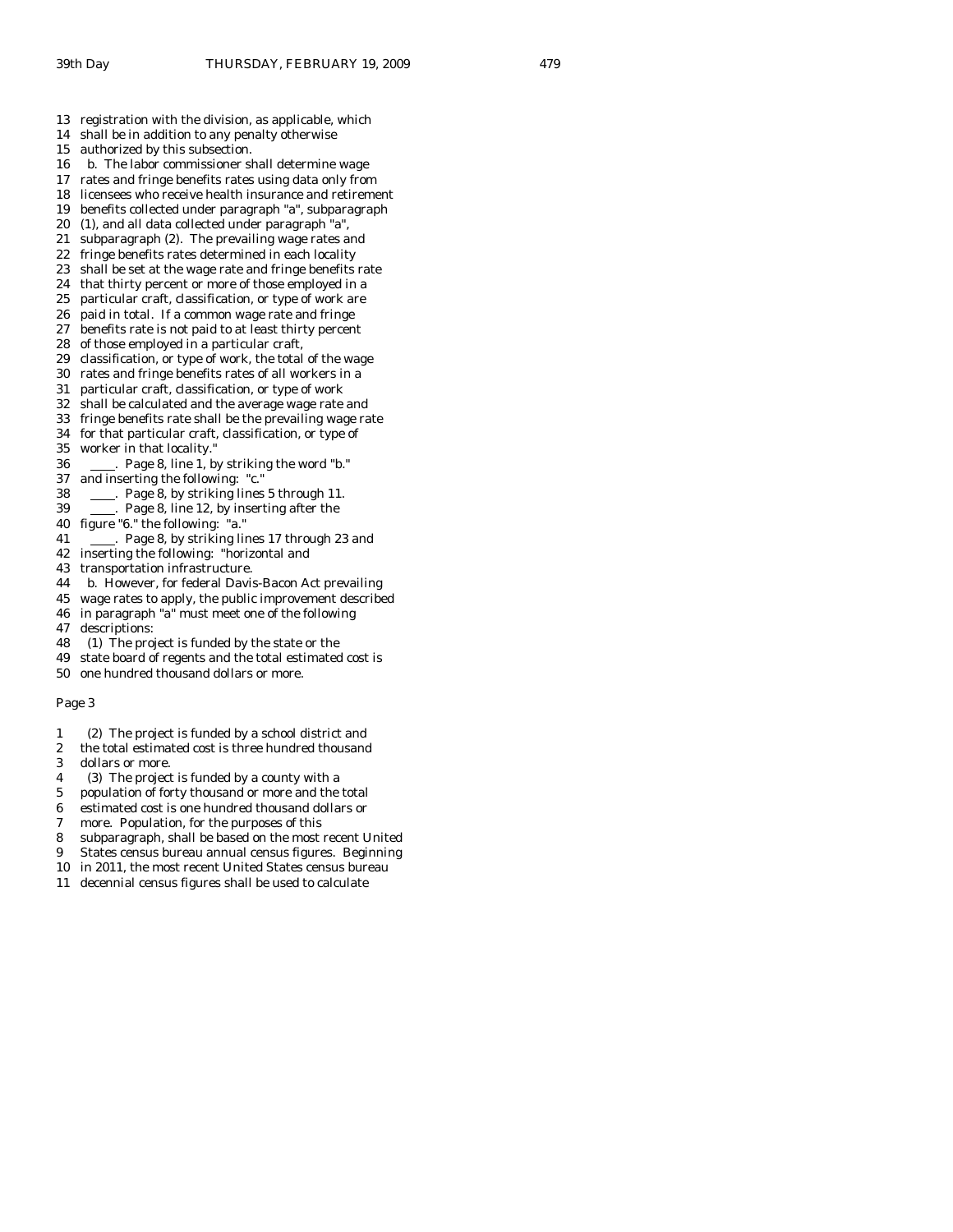13 registration with the division, as applicable, which
14 shall be in addition to any penalty otherwise
15 authorized by this subsection.
16 b. The labor commissioner shall determine wage
17 rates and fringe benefits rates using data only from
18 licensees who receive health insurance and retirement
19 benefits collected under paragraph "a", subparagraph
20 (1), and all data collected under paragraph "a",
21 subparagraph (2). The prevailing wage rates and
22 fringe benefits rates determined in each locality
23 shall be set at the wage rate and fringe benefits rate
24 that thirty percent or more of those employed in a
25 particular craft, classification, or type of work are
26 paid in total. If a common wage rate and fringe
27 benefits rate is not paid to at least thirty percent
28 of those employed in a particular craft,
29 classification, or type of work, the total of the wage
30 rates and fringe benefits rates of all workers in a
31 particular craft, classification, or type of work
32 shall be calculated and the average wage rate and
33 fringe benefits rate shall be the prevailing wage rate
34 for that particular craft, classification, or type of
35 worker in that locality."
36 ____. Page 8, line 1, by striking the word "b."
37 and inserting the following: "c."
38 ____. Page 8, by striking lines 5 through 11.
39 ____. Page 8, line 12, by inserting after the
40 figure "6." the following: "a."
41 ____. Page 8, by striking lines 17 through 23 and
42 inserting the following: "horizontal and
43 transportation infrastructure.
44 b. However, for federal Davis-Bacon Act prevailing
45 wage rates to apply, the public improvement described
46 in paragraph "a" must meet one of the following
47 descriptions:
48 (1) The project is funded by the state or the
49 state board of regents and the total estimated cost is
50 one hundred thousand dollars or more.

Page 3

1 (2) The project is funded by a school district and
2 the total estimated cost is three hundred thousand
3 dollars or more.
4 (3) The project is funded by a county with a
5 population of forty thousand or more and the total
6 estimated cost is one hundred thousand dollars or
7 more. Population, for the purposes of this
8 subparagraph, shall be based on the most recent United
9 States census bureau annual census figures. Beginning
10 in 2011, the most recent United States census bureau
11 decennial census figures shall be used to calculate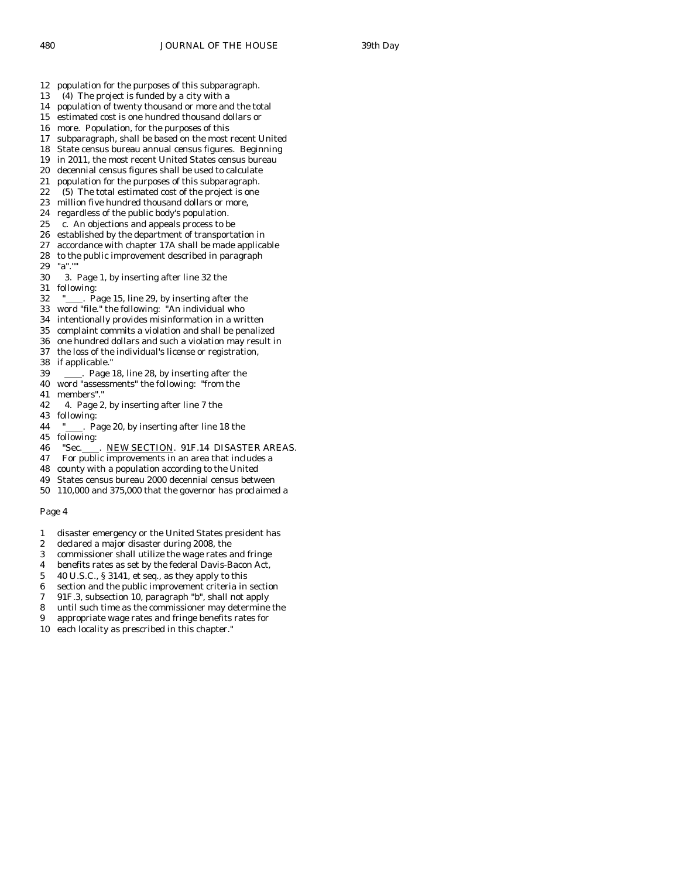12 population for the purposes of this subparagraph.
13 (4) The project is funded by a city with a
14 population of twenty thousand or more and the total
15 estimated cost is one hundred thousand dollars or
16 more. Population, for the purposes of this
17 subparagraph, shall be based on the most recent United
18 State census bureau annual census figures. Beginning
19 in 2011, the most recent United States census bureau
20 decennial census figures shall be used to calculate
21 population for the purposes of this subparagraph.
22 (5) The total estimated cost of the project is one
23 million five hundred thousand dollars or more,
24 regardless of the public body's population.
25 c. An objections and appeals process to be
26 established by the department of transportation in
27 accordance with chapter 17A shall be made applicable
28 to the public improvement described in paragraph
29 "a".""
30 3. Page 1, by inserting after line 32 the
31 following:
32 "____. Page 15, line 29, by inserting after the
33 word "file." the following: "An individual who
34 intentionally provides misinformation in a written
35 complaint commits a violation and shall be penalized
36 one hundred dollars and such a violation may result in
37 the loss of the individual's license or registration,
38 if applicable."
39 ____. Page 18, line 28, by inserting after the
40 word "assessments" the following: "from the
41 members"."
42 4. Page 2, by inserting after line 7 the
43 following:
44 "____. Page 20, by inserting after line 18 the
45 following:
46 "Sec.____. NEW SECTION. 91F.14 DISASTER AREAS.
47 For public improvements in an area that includes a
48 county with a population according to the United
49 States census bureau 2000 decennial census between
50 110,000 and 375,000 that the governor has proclaimed a

Page 4

1 disaster emergency or the United States president has
2 declared a major disaster during 2008, the
3 commissioner shall utilize the wage rates and fringe
4 benefits rates as set by the federal Davis-Bacon Act,
5 40 U.S.C., § 3141, et seq., as they apply to this
6 section and the public improvement criteria in section
7 91F.3, subsection 10, paragraph "b", shall not apply
8 until such time as the commissioner may determine the
9 appropriate wage rates and fringe benefits rates for
10 each locality as prescribed in this chapter."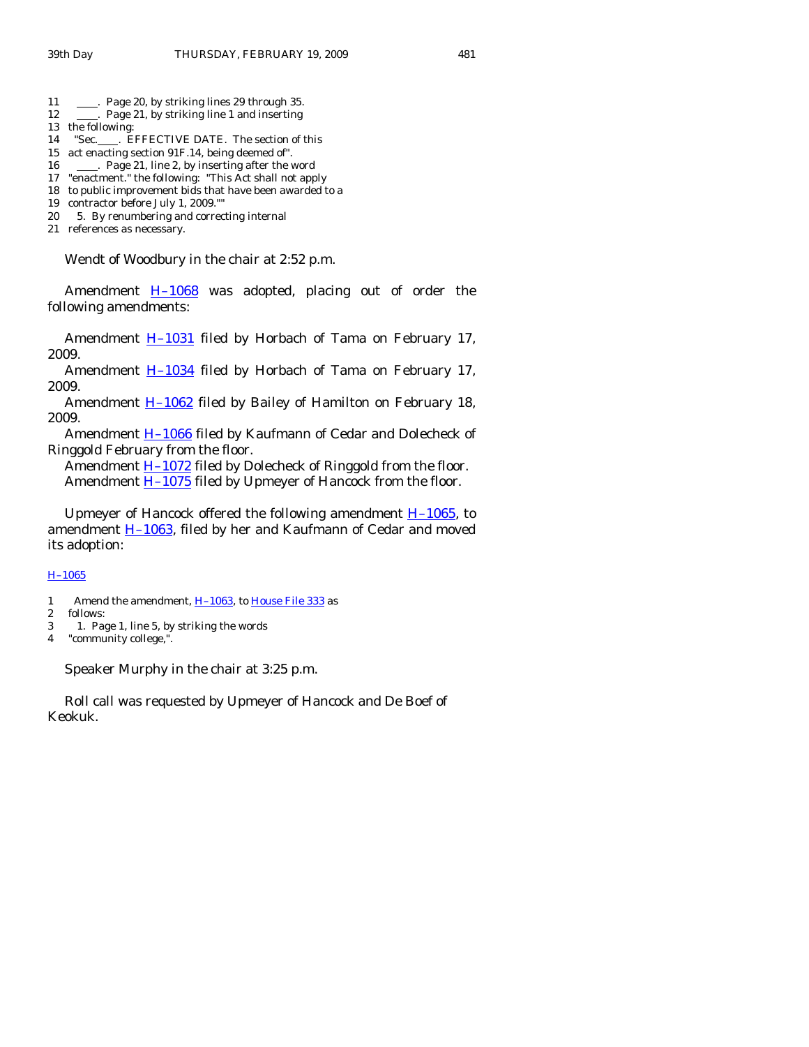11 \_\_\_\_. Page 20, by striking lines 29 through 35.
12 \_\_\_\_. Page 21, by striking line 1 and inserting
13 the following:
14 "Sec.\_\_\_\_. EFFECTIVE DATE. The section of this
15 act enacting section 91F.14, being deemed of".
16 \_\_\_\_. Page 21, line 2, by inserting after the word
17 "enactment." the following: "This Act shall not apply
18 to public improvement bids that have been awarded to a
19 contractor before July 1, 2009.""
20 5. By renumbering and correcting internal
21 references as necessary.

Wendt of Woodbury in the chair at 2:52 p.m.

Amendment H–1068 was adopted, placing out of order the following amendments:

Amendment H–1031 filed by Horbach of Tama on February 17, 2009.
Amendment H–1034 filed by Horbach of Tama on February 17, 2009.
Amendment H–1062 filed by Bailey of Hamilton on February 18, 2009.
Amendment H–1066 filed by Kaufmann of Cedar and Dolecheck of Ringgold February from the floor.
Amendment H–1072 filed by Dolecheck of Ringgold from the floor.
Amendment H–1075 filed by Upmeyer of Hancock from the floor.

Upmeyer of Hancock offered the following amendment H–1065, to amendment H–1063, filed by her and Kaufmann of Cedar and moved its adoption:

H–1065

1 Amend the amendment, H–1063, to House File 333 as
2 follows:
3 1. Page 1, line 5, by striking the words
4 "community college,".

Speaker Murphy in the chair at 3:25 p.m.

Roll call was requested by Upmeyer of Hancock and De Boef of Keokuk.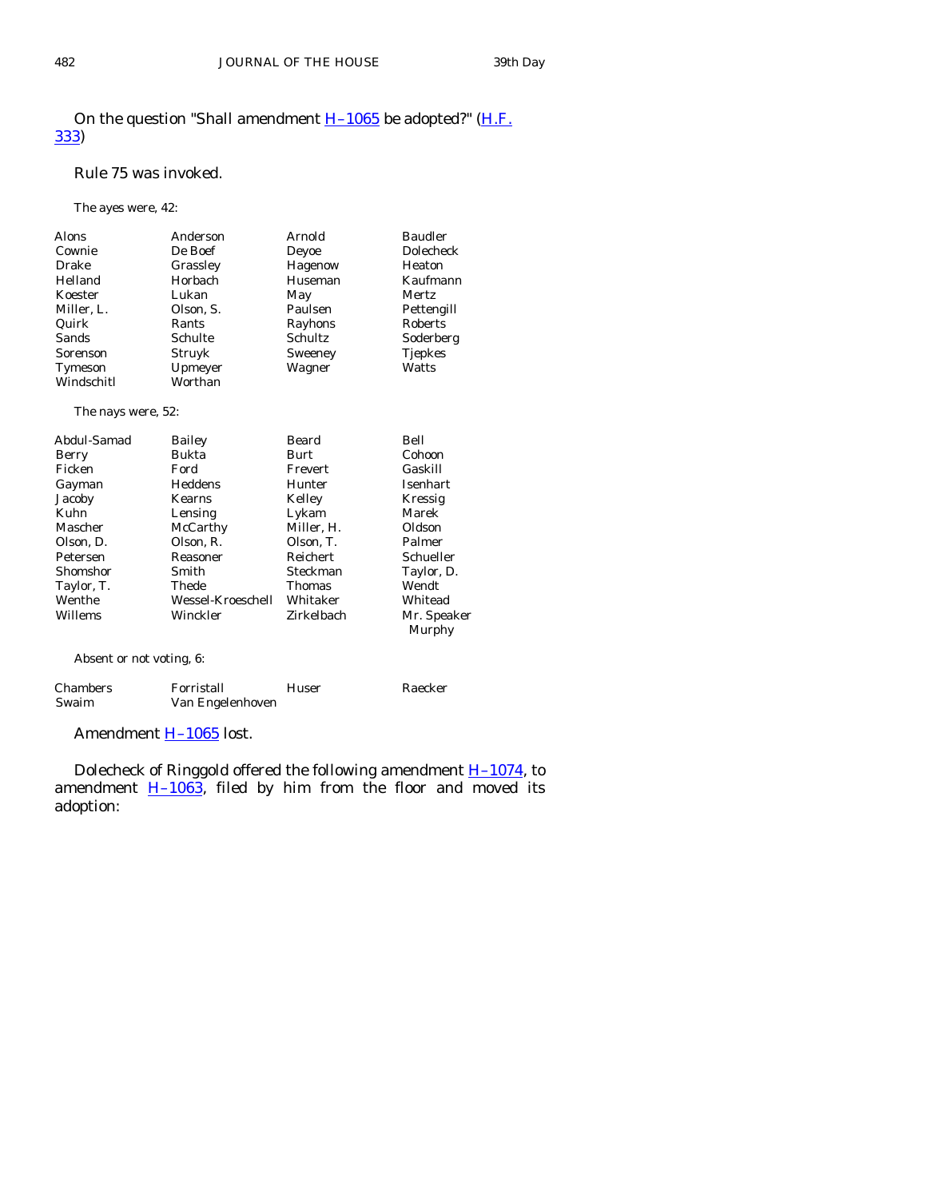On the question "Shall amendment H–1065 be adopted?" (H.F. 333)

Rule 75 was invoked.

The ayes were, 42:

| | | | |
|---|---|---|---|
| Alons | Anderson | Arnold | Baudler |
| Cownie | De Boef | Deyoe | Dolecheck |
| Drake | Grassley | Hagenow | Heaton |
| Helland | Horbach | Huseman | Kaufmann |
| Koester | Lukan | May | Mertz |
| Miller, L. | Olson, S. | Paulsen | Pettengill |
| Quirk | Rants | Rayhons | Roberts |
| Sands | Schulte | Schultz | Soderberg |
| Sorenson | Struyk | Sweeney | Tjepkes |
| Tymeson | Upmeyer | Wagner | Watts |
| Windschitl | Worthan | | |

The nays were, 52:

| | | | |
|---|---|---|---|
| Abdul-Samad | Bailey | Beard | Bell |
| Berry | Bukta | Burt | Cohoon |
| Ficken | Ford | Frevert | Gaskill |
| Gayman | Heddens | Hunter | Isenhart |
| Jacoby | Kearns | Kelley | Kressig |
| Kuhn | Lensing | Lykam | Marek |
| Mascher | McCarthy | Miller, H. | Oldson |
| Olson, D. | Olson, R. | Olson, T. | Palmer |
| Petersen | Reasoner | Reichert | Schueller |
| Shomshor | Smith | Steckman | Taylor, D. |
| Taylor, T. | Thede | Thomas | Wendt |
| Wenthe | Wessel-Kroeschell | Whitaker | Whitead |
| Willems | Winckler | Zirkelbach | Mr. Speaker Murphy |

Absent or not voting, 6:

| | | | |
|---|---|---|---|
| Chambers | Forristall | Huser | Raecker |
| Swaim | Van Engelenhoven | | |

Amendment H–1065 lost.

Dolecheck of Ringgold offered the following amendment H–1074, to amendment H–1063, filed by him from the floor and moved its adoption: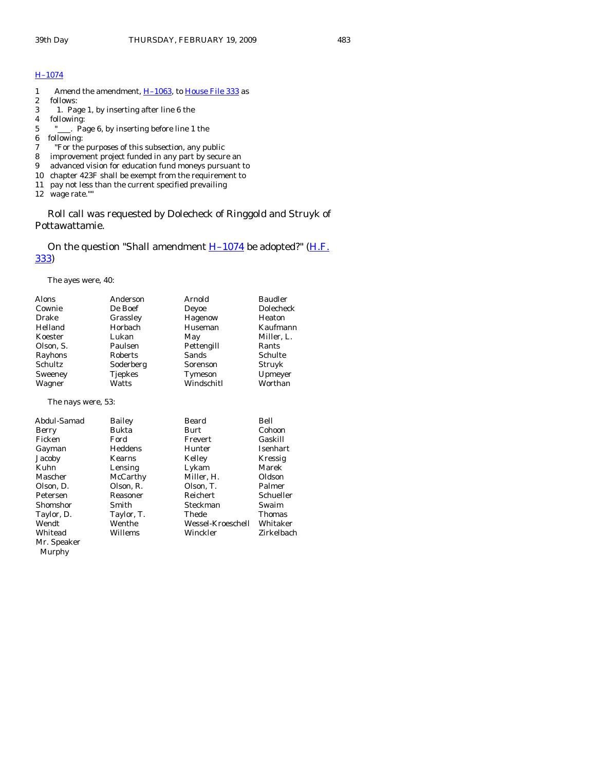H–1074

1 Amend the amendment, H–1063, to House File 333 as
2 follows:
3 1. Page 1, by inserting after line 6 the
4 following:
5 "____. Page 6, by inserting before line 1 the
6 following:
7 "For the purposes of this subsection, any public
8 improvement project funded in any part by secure an
9 advanced vision for education fund moneys pursuant to
10 chapter 423F shall be exempt from the requirement to
11 pay not less than the current specified prevailing
12 wage rate.""

Roll call was requested by Dolecheck of Ringgold and Struyk of Pottawattamie.

On the question "Shall amendment H–1074 be adopted?" (H.F. 333)

The ayes were, 40:

| | | | |
|---|---|---|---|
| Alons | Anderson | Arnold | Baudler |
| Cownie | De Boef | Deyoe | Dolecheck |
| Drake | Grassley | Hagenow | Heaton |
| Helland | Horbach | Huseman | Kaufmann |
| Koester | Lukan | May | Miller, L. |
| Olson, S. | Paulsen | Pettengill | Rants |
| Rayhons | Roberts | Sands | Schulte |
| Schultz | Soderberg | Sorenson | Struyk |
| Sweeney | Tjepkes | Tymeson | Upmeyer |
| Wagner | Watts | Windschitl | Worthan |

The nays were, 53:

| | | | |
|---|---|---|---|
| Abdul-Samad | Bailey | Beard | Bell |
| Berry | Bukta | Burt | Cohoon |
| Ficken | Ford | Frevert | Gaskill |
| Gayman | Heddens | Hunter | Isenhart |
| Jacoby | Kearns | Kelley | Kressig |
| Kuhn | Lensing | Lykam | Marek |
| Mascher | McCarthy | Miller, H. | Oldson |
| Olson, D. | Olson, R. | Olson, T. | Palmer |
| Petersen | Reasoner | Reichert | Schueller |
| Shomshor | Smith | Steckman | Swaim |
| Taylor, D. | Taylor, T. | Thede | Thomas |
| Wendt | Wenthe | Wessel-Kroeschell | Whitaker |
| Whitead | Willems | Winckler | Zirkelbach |
| Mr. Speaker Murphy | | | |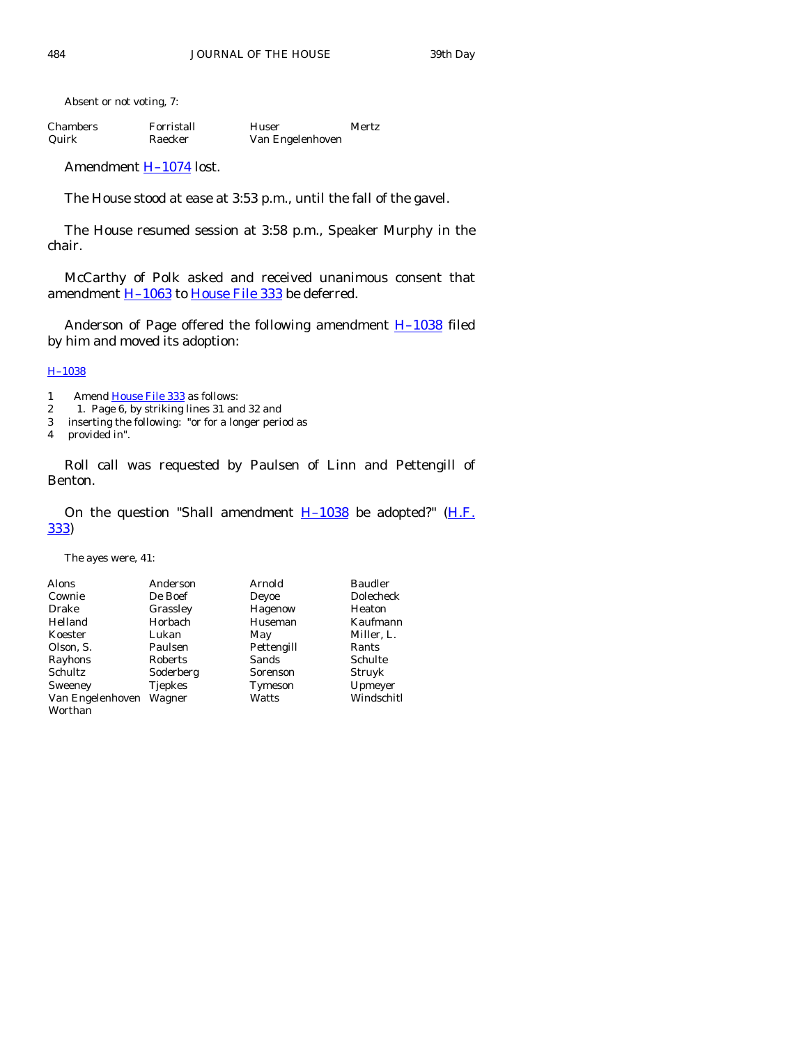Absent or not voting, 7:

| | | | |
|---|---|---|---|
| Chambers | Forristall | Huser | Mertz |
| Quirk | Raecker | Van Engelenhoven | |

Amendment H–1074 lost.

The House stood at ease at 3:53 p.m., until the fall of the gavel.

The House resumed session at 3:58 p.m., Speaker Murphy in the chair.

McCarthy of Polk asked and received unanimous consent that amendment H–1063 to House File 333 be deferred.

Anderson of Page offered the following amendment H–1038 filed by him and moved its adoption:

H–1038

1 Amend House File 333 as follows:
2 1. Page 6, by striking lines 31 and 32 and
3 inserting the following: "or for a longer period as
4 provided in".

Roll call was requested by Paulsen of Linn and Pettengill of Benton.

On the question "Shall amendment H–1038 be adopted?" (H.F. 333)

The ayes were, 41:

| | | | |
|---|---|---|---|
| Alons | Anderson | Arnold | Baudler |
| Cownie | De Boef | Deyoe | Dolecheck |
| Drake | Grassley | Hagenow | Heaton |
| Helland | Horbach | Huseman | Kaufmann |
| Koester | Lukan | May | Miller, L. |
| Olson, S. | Paulsen | Pettengill | Rants |
| Rayhons | Roberts | Sands | Schulte |
| Schultz | Soderberg | Sorenson | Struyk |
| Sweeney | Tjepkes | Tymeson | Upmeyer |
| Van Engelenhoven | Wagner | Watts | Windschitl |
| Worthan | | | |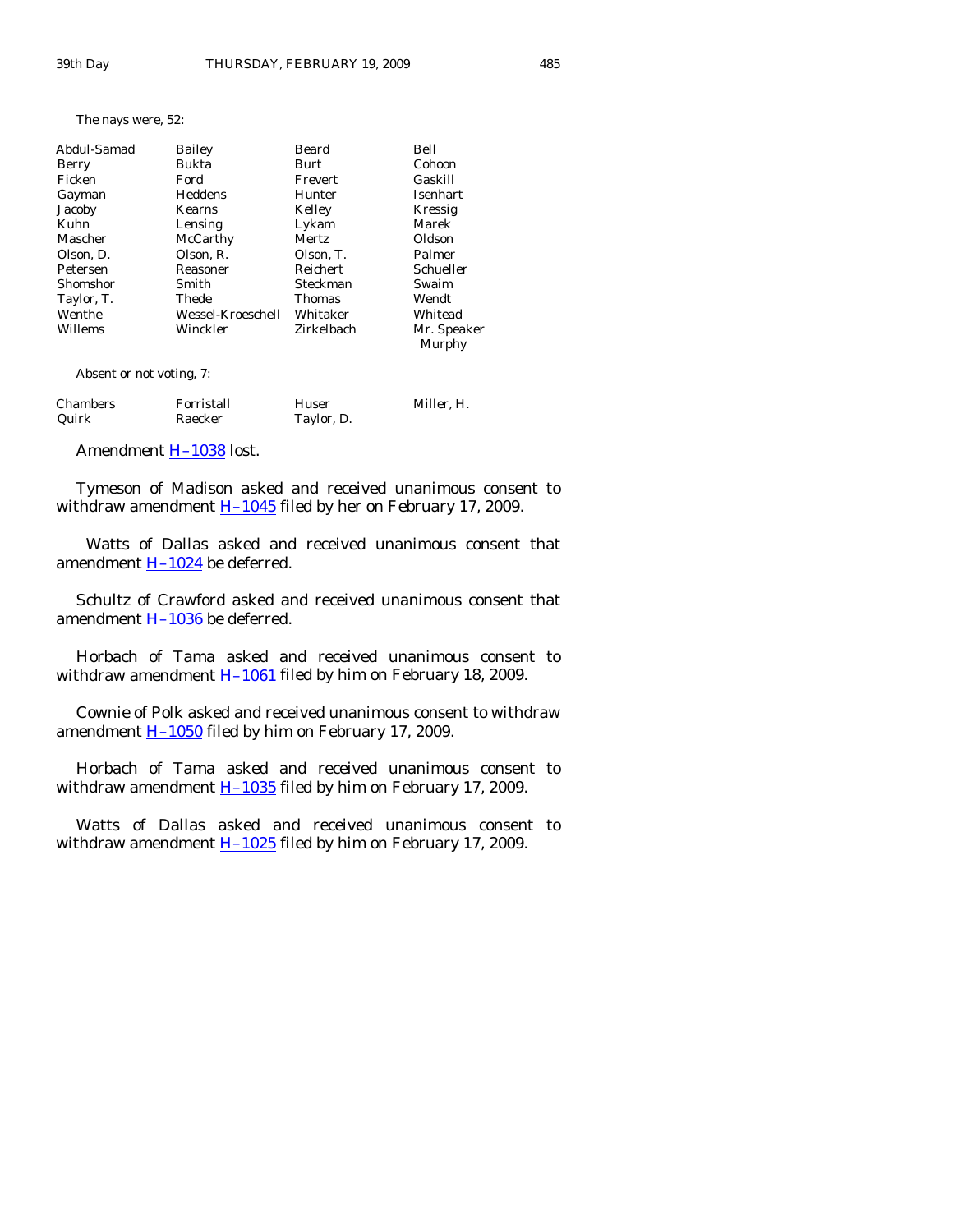The nays were, 52:

| | | | |
|---|---|---|---|
| Abdul-Samad | Bailey | Beard | Bell |
| Berry | Bukta | Burt | Cohoon |
| Ficken | Ford | Frevert | Gaskill |
| Gayman | Heddens | Hunter | Isenhart |
| Jacoby | Kearns | Kelley | Kressig |
| Kuhn | Lensing | Lykam | Marek |
| Mascher | McCarthy | Mertz | Oldson |
| Olson, D. | Olson, R. | Olson, T. | Palmer |
| Petersen | Reasoner | Reichert | Schueller |
| Shomshor | Smith | Steckman | Swaim |
| Taylor, T. | Thede | Thomas | Wendt |
| Wenthe | Wessel-Kroeschell | Whitaker | Whitead |
| Willems | Winckler | Zirkelbach | Mr. Speaker Murphy |

Absent or not voting, 7:

| | | | |
|---|---|---|---|
| Chambers | Forristall | Huser | Miller, H. |
| Quirk | Raecker | Taylor, D. | |

Amendment H–1038 lost.

Tymeson of Madison asked and received unanimous consent to withdraw amendment H–1045 filed by her on February 17, 2009.

Watts of Dallas asked and received unanimous consent that amendment H–1024 be deferred.

Schultz of Crawford asked and received unanimous consent that amendment H–1036 be deferred.

Horbach of Tama asked and received unanimous consent to withdraw amendment H–1061 filed by him on February 18, 2009.

Cownie of Polk asked and received unanimous consent to withdraw amendment H–1050 filed by him on February 17, 2009.

Horbach of Tama asked and received unanimous consent to withdraw amendment H–1035 filed by him on February 17, 2009.

Watts of Dallas asked and received unanimous consent to withdraw amendment H–1025 filed by him on February 17, 2009.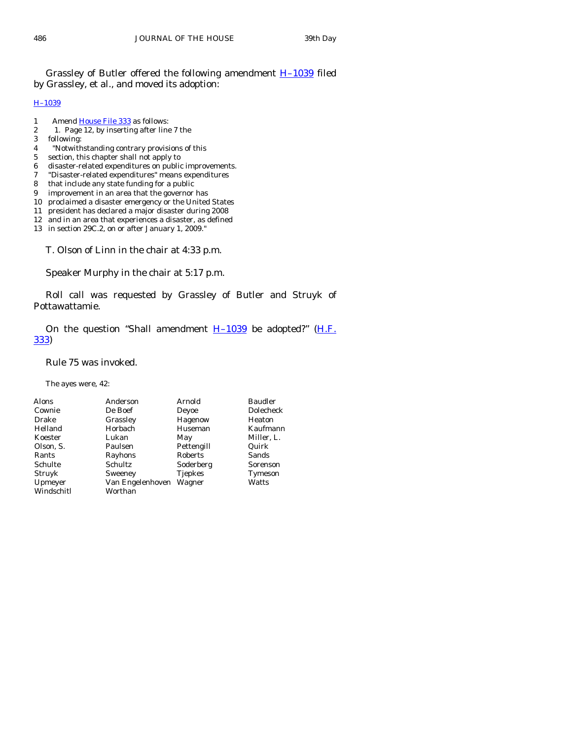Grassley of Butler offered the following amendment H–1039 filed by Grassley, et al., and moved its adoption:

H–1039

```
1      Amend House File 333 as follows:
2       1. Page 12, by inserting after line 7 the
3   following:
4     "Notwithstanding contrary provisions of this
5   section, this chapter shall not apply to
6   disaster-related expenditures on public improvements.
7   "Disaster-related expenditures" means expenditures
8   that include any state funding for a public
9   improvement in an area that the governor has
10  proclaimed a disaster emergency or the United States
11  president has declared a major disaster during 2008
12  and in an area that experiences a disaster, as defined
13  in section 29C.2, on or after January 1, 2009."
```

T. Olson of Linn in the chair at 4:33 p.m.

Speaker Murphy in the chair at 5:17 p.m.

Roll call was requested by Grassley of Butler and Struyk of Pottawattamie.

On the question "Shall amendment H–1039 be adopted?" (H.F. 333)

Rule 75 was invoked.

The ayes were, 42:

| | | | |
|---|---|---|---|
| Alons | Anderson | Arnold | Baudler |
| Cownie | De Boef | Deyoe | Dolecheck |
| Drake | Grassley | Hagenow | Heaton |
| Helland | Horbach | Huseman | Kaufmann |
| Koester | Lukan | May | Miller, L. |
| Olson, S. | Paulsen | Pettengill | Quirk |
| Rants | Rayhons | Roberts | Sands |
| Schulte | Schultz | Soderberg | Sorenson |
| Struyk | Sweeney | Tjepkes | Tymeson |
| Upmeyer | Van Engelenhoven | Wagner | Watts |
| Windschitl | Worthan | | |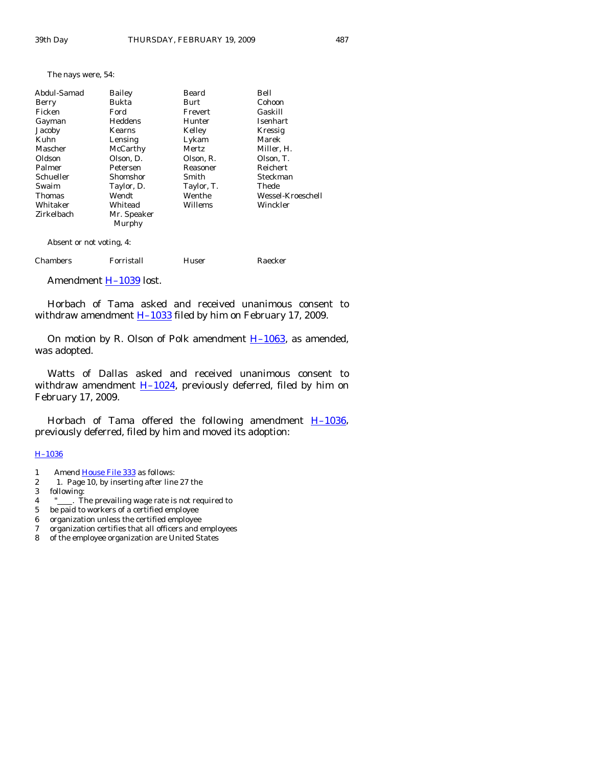The nays were, 54:

| | | | |
|---|---|---|---|
| Abdul-Samad | Bailey | Beard | Bell |
| Berry | Bukta | Burt | Cohoon |
| Ficken | Ford | Frevert | Gaskill |
| Gayman | Heddens | Hunter | Isenhart |
| Jacoby | Kearns | Kelley | Kressig |
| Kuhn | Lensing | Lykam | Marek |
| Mascher | McCarthy | Mertz | Miller, H. |
| Oldson | Olson, D. | Olson, R. | Olson, T. |
| Palmer | Petersen | Reasoner | Reichert |
| Schueller | Shomshor | Smith | Steckman |
| Swaim | Taylor, D. | Taylor, T. | Thede |
| Thomas | Wendt | Wenthe | Wessel-Kroeschell |
| Whitaker | Whitead | Willems | Winckler |
| Zirkelbach | Mr. Speaker Murphy | | |

Absent or not voting, 4:

| | | | |
|---|---|---|---|
| Chambers | Forristall | Huser | Raecker |

Amendment H–1039 lost.

Horbach of Tama asked and received unanimous consent to withdraw amendment H–1033 filed by him on February 17, 2009.

On motion by R. Olson of Polk amendment H–1063, as amended, was adopted.

Watts of Dallas asked and received unanimous consent to withdraw amendment H–1024, previously deferred, filed by him on February 17, 2009.

Horbach of Tama offered the following amendment H–1036, previously deferred, filed by him and moved its adoption:

H–1036

1 Amend House File 333 as follows:
2 1. Page 10, by inserting after line 27 the
3 following:
4 "____. The prevailing wage rate is not required to
5 be paid to workers of a certified employee
6 organization unless the certified employee
7 organization certifies that all officers and employees
8 of the employee organization are United States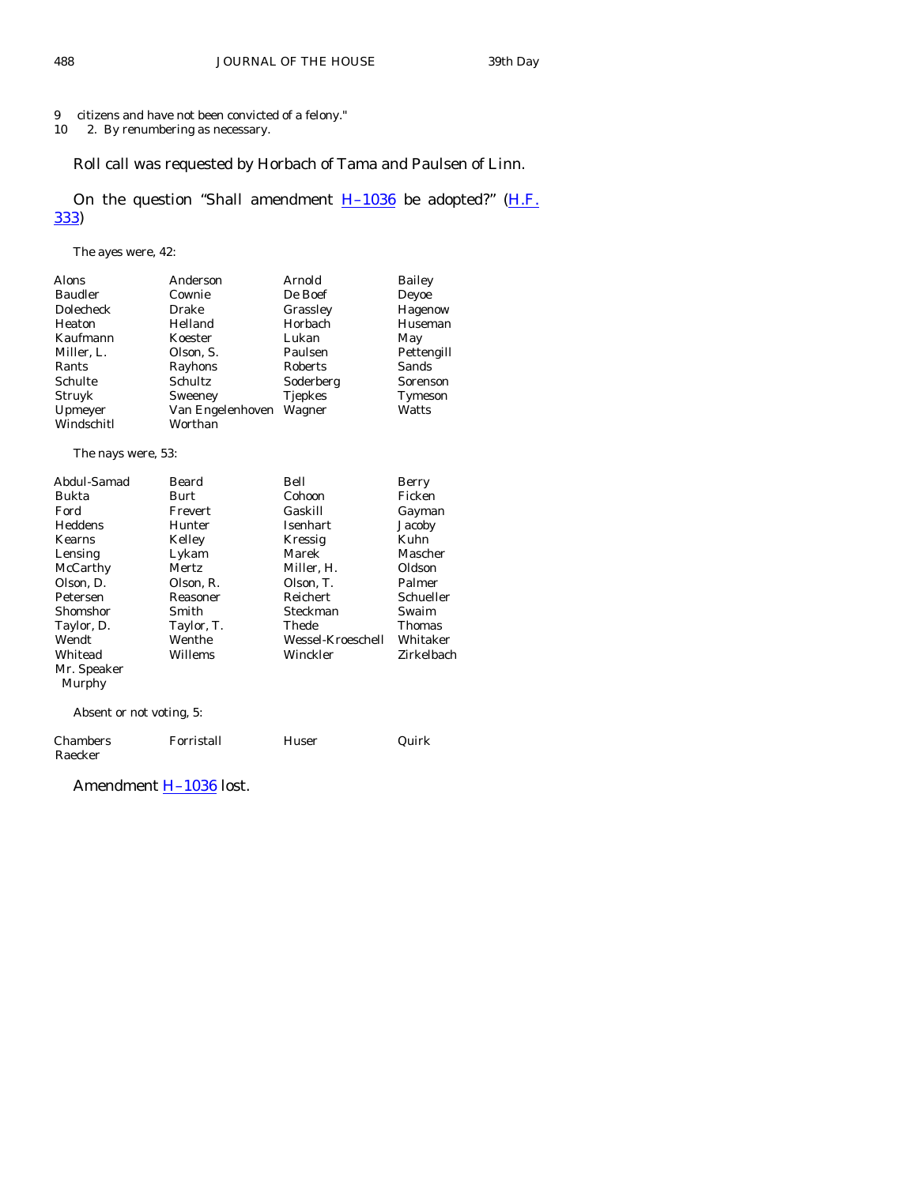9 citizens and have not been convicted of a felony."
10 2. By renumbering as necessary.

Roll call was requested by Horbach of Tama and Paulsen of Linn.

On the question "Shall amendment H–1036 be adopted?" (H.F. 333)

The ayes were, 42:

| | | | |
|---|---|---|---|
| Alons | Anderson | Arnold | Bailey |
| Baudler | Cownie | De Boef | Deyoe |
| Dolecheck | Drake | Grassley | Hagenow |
| Heaton | Helland | Horbach | Huseman |
| Kaufmann | Koester | Lukan | May |
| Miller, L. | Olson, S. | Paulsen | Pettengill |
| Rants | Rayhons | Roberts | Sands |
| Schulte | Schultz | Soderberg | Sorenson |
| Struyk | Sweeney | Tjepkes | Tymeson |
| Upmeyer | Van Engelenhoven | Wagner | Watts |
| Windschitl | Worthan | | |

The nays were, 53:

| | | | |
|---|---|---|---|
| Abdul-Samad | Beard | Bell | Berry |
| Bukta | Burt | Cohoon | Ficken |
| Ford | Frevert | Gaskill | Gayman |
| Heddens | Hunter | Isenhart | Jacoby |
| Kearns | Kelley | Kressig | Kuhn |
| Lensing | Lykam | Marek | Mascher |
| McCarthy | Mertz | Miller, H. | Oldson |
| Olson, D. | Olson, R. | Olson, T. | Palmer |
| Petersen | Reasoner | Reichert | Schueller |
| Shomshor | Smith | Steckman | Swaim |
| Taylor, D. | Taylor, T. | Thede | Thomas |
| Wendt | Wenthe | Wessel-Kroeschell | Whitaker |
| Whitead | Willems | Winckler | Zirkelbach |
| Mr. Speaker Murphy | | | |

Absent or not voting, 5:

| | | | |
|---|---|---|---|
| Chambers | Forristall | Huser | Quirk |
| Raecker | | | |

Amendment H–1036 lost.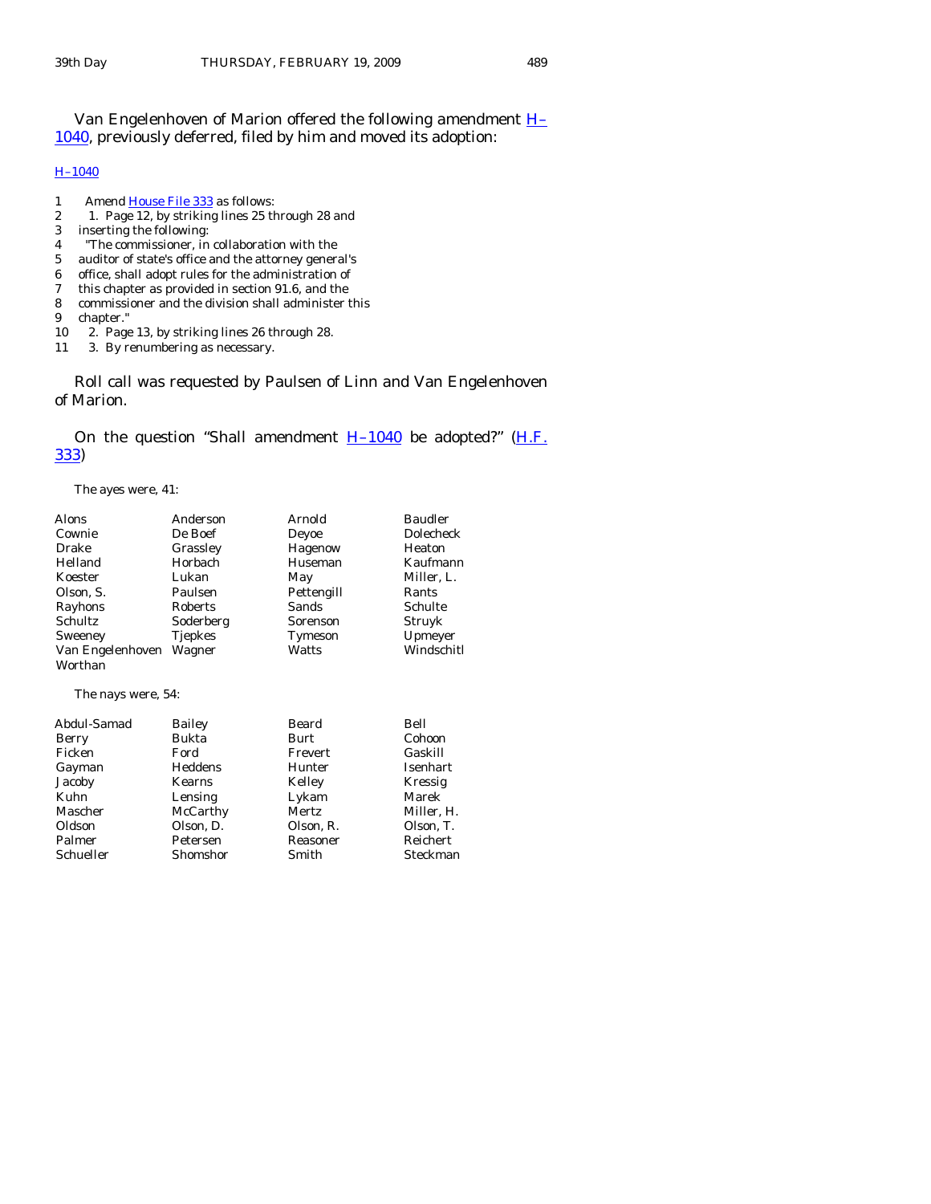Van Engelenhoven of Marion offered the following amendment H–1040, previously deferred, filed by him and moved its adoption:

H–1040

1 Amend House File 333 as follows:
2 1. Page 12, by striking lines 25 through 28 and
3 inserting the following:
4 "The commissioner, in collaboration with the
5 auditor of state's office and the attorney general's
6 office, shall adopt rules for the administration of
7 this chapter as provided in section 91.6, and the
8 commissioner and the division shall administer this
9 chapter."
10 2. Page 13, by striking lines 26 through 28.
11 3. By renumbering as necessary.

Roll call was requested by Paulsen of Linn and Van Engelenhoven of Marion.

On the question "Shall amendment H–1040 be adopted?" (H.F. 333)

The ayes were, 41:

| | | | |
|---|---|---|---|
| Alons | Anderson | Arnold | Baudler |
| Cownie | De Boef | Deyoe | Dolecheck |
| Drake | Grassley | Hagenow | Heaton |
| Helland | Horbach | Huseman | Kaufmann |
| Koester | Lukan | May | Miller, L. |
| Olson, S. | Paulsen | Pettengill | Rants |
| Rayhons | Roberts | Sands | Schulte |
| Schultz | Soderberg | Sorenson | Struyk |
| Sweeney | Tjepkes | Tymeson | Upmeyer |
| Van Engelenhoven | Wagner | Watts | Windschitl |
| Worthan | | | |

The nays were, 54:

| | | | |
|---|---|---|---|
| Abdul-Samad | Bailey | Beard | Bell |
| Berry | Bukta | Burt | Cohoon |
| Ficken | Ford | Frevert | Gaskill |
| Gayman | Heddens | Hunter | Isenhart |
| Jacoby | Kearns | Kelley | Kressig |
| Kuhn | Lensing | Lykam | Marek |
| Mascher | McCarthy | Mertz | Miller, H. |
| Oldson | Olson, D. | Olson, R. | Olson, T. |
| Palmer | Petersen | Reasoner | Reichert |
| Schueller | Shomshor | Smith | Steckman |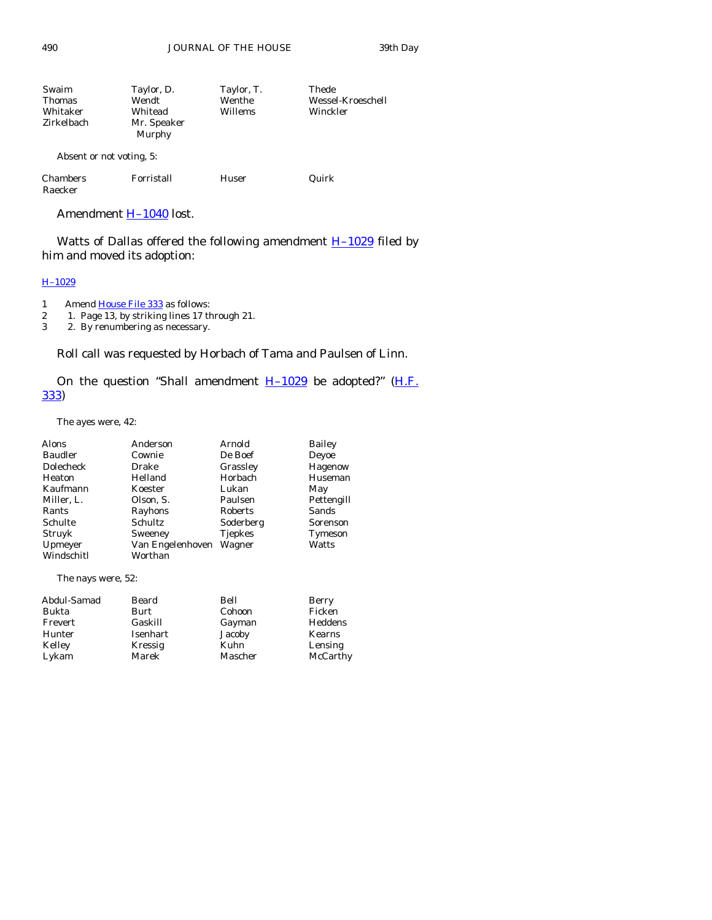| | | | |
|---|---|---|---|
| Swaim | Taylor, D. | Taylor, T. | Thede |
| Thomas | Wendt | Wenthe | Wessel-Kroeschell |
| Whitaker | Whitead | Willems | Winckler |
| Zirkelbach | Mr. Speaker Murphy | | |

Absent or not voting, 5:

| | | | |
|---|---|---|---|
| Chambers | Forristall | Huser | Quirk |
| Raecker | | | |

Amendment H–1040 lost.

Watts of Dallas offered the following amendment H–1029 filed by him and moved its adoption:

H–1029

1 Amend House File 333 as follows:
2 1. Page 13, by striking lines 17 through 21.
3 2. By renumbering as necessary.

Roll call was requested by Horbach of Tama and Paulsen of Linn.

On the question "Shall amendment H–1029 be adopted?" (H.F. 333)

The ayes were, 42:

| | | | |
|---|---|---|---|
| Alons | Anderson | Arnold | Bailey |
| Baudler | Cownie | De Boef | Deyoe |
| Dolecheck | Drake | Grassley | Hagenow |
| Heaton | Helland | Horbach | Huseman |
| Kaufmann | Koester | Lukan | May |
| Miller, L. | Olson, S. | Paulsen | Pettengill |
| Rants | Rayhons | Roberts | Sands |
| Schulte | Schultz | Soderberg | Sorenson |
| Struyk | Sweeney | Tjepkes | Tymeson |
| Upmeyer | Van Engelenhoven | Wagner | Watts |
| Windschitl | Worthan | | |

The nays were, 52:

| | | | |
|---|---|---|---|
| Abdul-Samad | Beard | Bell | Berry |
| Bukta | Burt | Cohoon | Ficken |
| Frevert | Gaskill | Gayman | Heddens |
| Hunter | Isenhart | Jacoby | Kearns |
| Kelley | Kressig | Kuhn | Lensing |
| Lykam | Marek | Mascher | McCarthy |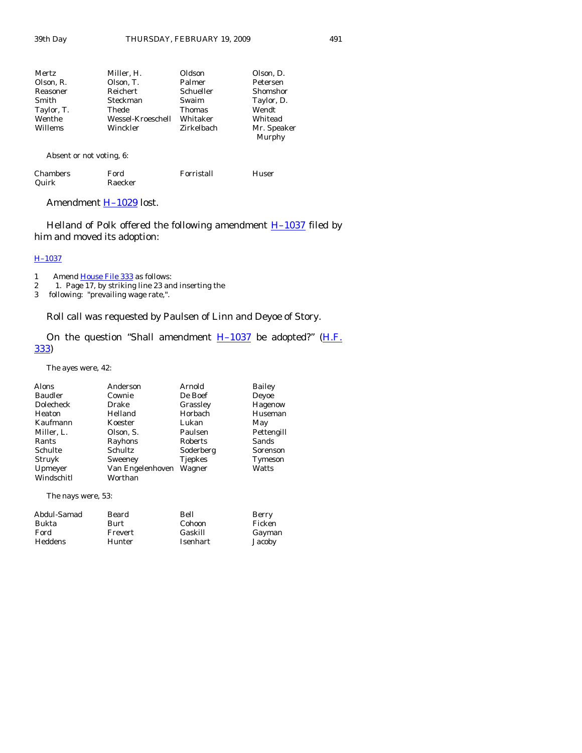| | | | |
|---|---|---|---|
| Mertz | Miller, H. | Oldson | Olson, D. |
| Olson, R. | Olson, T. | Palmer | Petersen |
| Reasoner | Reichert | Schueller | Shomshor |
| Smith | Steckman | Swaim | Taylor, D. |
| Taylor, T. | Thede | Thomas | Wendt |
| Wenthe | Wessel-Kroeschell | Whitaker | Whitead |
| Willems | Winckler | Zirkelbach | Mr. Speaker Murphy |

Absent or not voting, 6:

| | | | |
|---|---|---|---|
| Chambers | Ford | Forristall | Huser |
| Quirk | Raecker | | |

Amendment H–1029 lost.

Helland of Polk offered the following amendment H–1037 filed by him and moved its adoption:

H–1037

1 Amend House File 333 as follows:
2 1. Page 17, by striking line 23 and inserting the
3 following: "prevailing wage rate,".

Roll call was requested by Paulsen of Linn and Deyoe of Story.

On the question "Shall amendment H–1037 be adopted?" (H.F. 333)

The ayes were, 42:

| | | | |
|---|---|---|---|
| Alons | Anderson | Arnold | Bailey |
| Baudler | Cownie | De Boef | Deyoe |
| Dolecheck | Drake | Grassley | Hagenow |
| Heaton | Helland | Horbach | Huseman |
| Kaufmann | Koester | Lukan | May |
| Miller, L. | Olson, S. | Paulsen | Pettengill |
| Rants | Rayhons | Roberts | Sands |
| Schulte | Schultz | Soderberg | Sorenson |
| Struyk | Sweeney | Tjepkes | Tymeson |
| Upmeyer | Van Engelenhoven | Wagner | Watts |
| Windschitl | Worthan | | |

The nays were, 53:

| | | | |
|---|---|---|---|
| Abdul-Samad | Beard | Bell | Berry |
| Bukta | Burt | Cohoon | Ficken |
| Ford | Frevert | Gaskill | Gayman |
| Heddens | Hunter | Isenhart | Jacoby |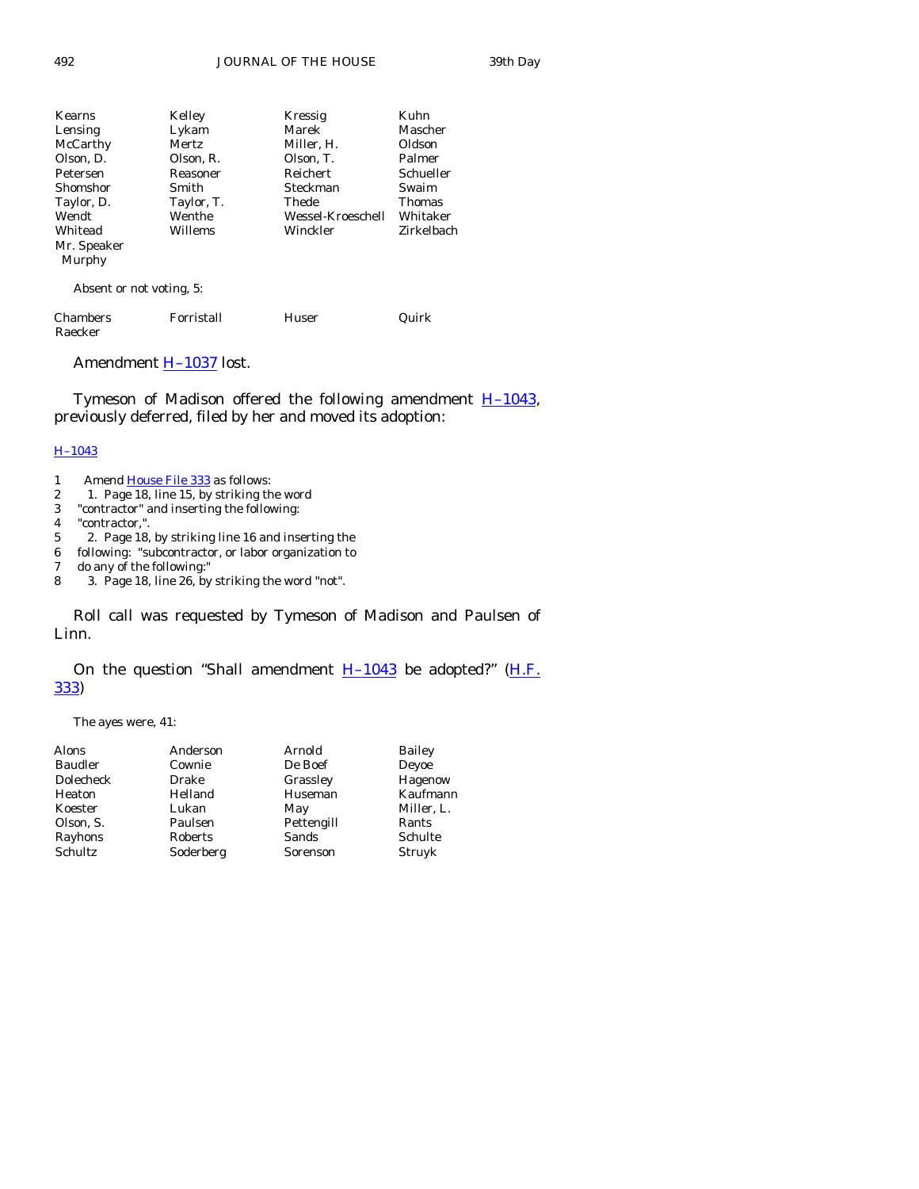| | | | |
|---|---|---|---|
| Kearns | Kelley | Kressig | Kuhn |
| Lensing | Lykam | Marek | Mascher |
| McCarthy | Mertz | Miller, H. | Oldson |
| Olson, D. | Olson, R. | Olson, T. | Palmer |
| Petersen | Reasoner | Reichert | Schueller |
| Shomshor | Smith | Steckman | Swaim |
| Taylor, D. | Taylor, T. | Thede | Thomas |
| Wendt | Wenthe | Wessel-Kroeschell | Whitaker |
| Whitead | Willems | Winckler | Zirkelbach |
| Mr. Speaker Murphy | | | |

Absent or not voting, 5:

| | | | |
|---|---|---|---|
| Chambers | Forristall | Huser | Quirk |
| Raecker | | | |

Amendment H–1037 lost.

Tymeson of Madison offered the following amendment H–1043, previously deferred, filed by her and moved its adoption:

H–1043

1 Amend House File 333 as follows:
2 1. Page 18, line 15, by striking the word
3 "contractor" and inserting the following:
4 "contractor,".
5 2. Page 18, by striking line 16 and inserting the
6 following: "subcontractor, or labor organization to
7 do any of the following:"
8 3. Page 18, line 26, by striking the word "not".

Roll call was requested by Tymeson of Madison and Paulsen of Linn.

On the question "Shall amendment H–1043 be adopted?" (H.F. 333)

The ayes were, 41:

| | | | |
|---|---|---|---|
| Alons | Anderson | Arnold | Bailey |
| Baudler | Cownie | De Boef | Deyoe |
| Dolecheck | Drake | Grassley | Hagenow |
| Heaton | Helland | Huseman | Kaufmann |
| Koester | Lukan | May | Miller, L. |
| Olson, S. | Paulsen | Pettengill | Rants |
| Rayhons | Roberts | Sands | Schulte |
| Schultz | Soderberg | Sorenson | Struyk |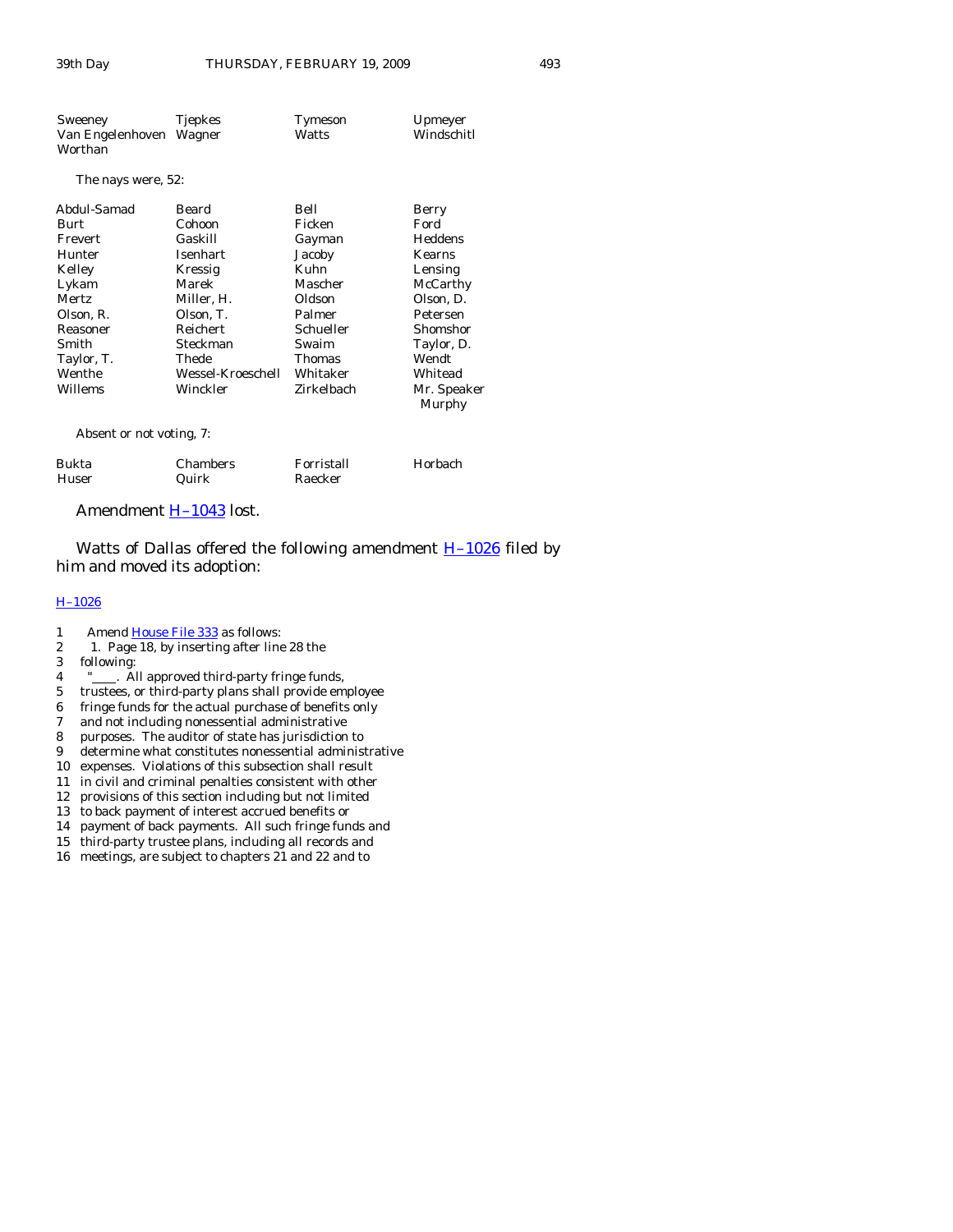| | | | |
|---|---|---|---|
| Sweeney | Tjepkes | Tymeson | Upmeyer |
| Van Engelenhoven | Wagner | Watts | Windschitl |
| Worthan | | | |

The nays were, 52:

| | | | |
|---|---|---|---|
| Abdul-Samad | Beard | Bell | Berry |
| Burt | Cohoon | Ficken | Ford |
| Frevert | Gaskill | Gayman | Heddens |
| Hunter | Isenhart | Jacoby | Kearns |
| Kelley | Kressig | Kuhn | Lensing |
| Lykam | Marek | Mascher | McCarthy |
| Mertz | Miller, H. | Oldson | Olson, D. |
| Olson, R. | Olson, T. | Palmer | Petersen |
| Reasoner | Reichert | Schueller | Shomshor |
| Smith | Steckman | Swaim | Taylor, D. |
| Taylor, T. | Thede | Thomas | Wendt |
| Wenthe | Wessel-Kroeschell | Whitaker | Whitead |
| Willems | Winckler | Zirkelbach | Mr. Speaker Murphy |

Absent or not voting, 7:

| | | | |
|---|---|---|---|
| Bukta | Chambers | Forristall | Horbach |
| Huser | Quirk | Raecker | |

Amendment H–1043 lost.

Watts of Dallas offered the following amendment H–1026 filed by him and moved its adoption:

H–1026

1 Amend House File 333 as follows:
2 1. Page 18, by inserting after line 28 the
3 following:
4 "____. All approved third-party fringe funds,
5 trustees, or third-party plans shall provide employee
6 fringe funds for the actual purchase of benefits only
7 and not including nonessential administrative
8 purposes. The auditor of state has jurisdiction to
9 determine what constitutes nonessential administrative
10 expenses. Violations of this subsection shall result
11 in civil and criminal penalties consistent with other
12 provisions of this section including but not limited
13 to back payment of interest accrued benefits or
14 payment of back payments. All such fringe funds and
15 third-party trustee plans, including all records and
16 meetings, are subject to chapters 21 and 22 and to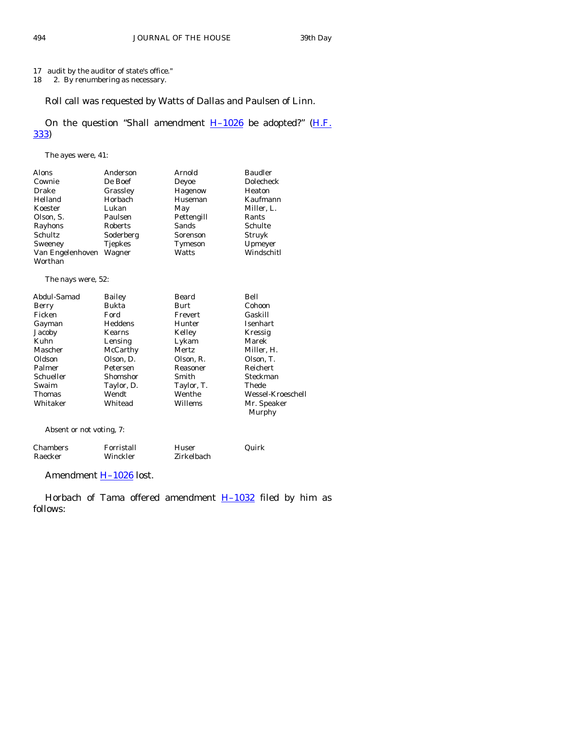17 audit by the auditor of state's office."
18 2. By renumbering as necessary.

Roll call was requested by Watts of Dallas and Paulsen of Linn.

On the question "Shall amendment H–1026 be adopted?" (H.F. 333)

The ayes were, 41:

| | | | |
|---|---|---|---|
| Alons | Anderson | Arnold | Baudler |
| Cownie | De Boef | Deyoe | Dolecheck |
| Drake | Grassley | Hagenow | Heaton |
| Helland | Horbach | Huseman | Kaufmann |
| Koester | Lukan | May | Miller, L. |
| Olson, S. | Paulsen | Pettengill | Rants |
| Rayhons | Roberts | Sands | Schulte |
| Schultz | Soderberg | Sorenson | Struyk |
| Sweeney | Tjepkes | Tymeson | Upmeyer |
| Van Engelenhoven | Wagner | Watts | Windschitl |
| Worthan | | | |

The nays were, 52:

| | | | |
|---|---|---|---|
| Abdul-Samad | Bailey | Beard | Bell |
| Berry | Bukta | Burt | Cohoon |
| Ficken | Ford | Frevert | Gaskill |
| Gayman | Heddens | Hunter | Isenhart |
| Jacoby | Kearns | Kelley | Kressig |
| Kuhn | Lensing | Lykam | Marek |
| Mascher | McCarthy | Mertz | Miller, H. |
| Oldson | Olson, D. | Olson, R. | Olson, T. |
| Palmer | Petersen | Reasoner | Reichert |
| Schueller | Shomshor | Smith | Steckman |
| Swaim | Taylor, D. | Taylor, T. | Thede |
| Thomas | Wendt | Wenthe | Wessel-Kroeschell |
| Whitaker | Whitead | Willems | Mr. Speaker Murphy |

Absent or not voting, 7:

| | | | |
|---|---|---|---|
| Chambers | Forristall | Huser | Quirk |
| Raecker | Winckler | Zirkelbach | |

Amendment H–1026 lost.

Horbach of Tama offered amendment H–1032 filed by him as follows: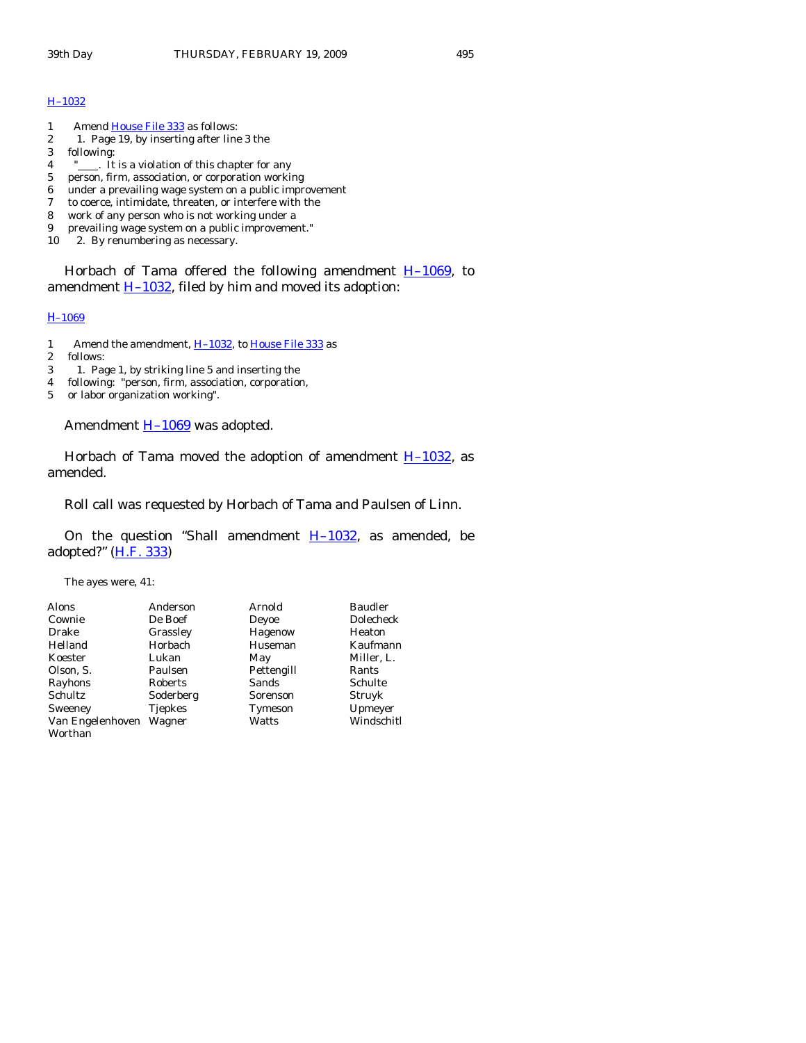H–1032

1 Amend House File 333 as follows:
2 1. Page 19, by inserting after line 3 the
3 following:
4 "____. It is a violation of this chapter for any
5 person, firm, association, or corporation working
6 under a prevailing wage system on a public improvement
7 to coerce, intimidate, threaten, or interfere with the
8 work of any person who is not working under a
9 prevailing wage system on a public improvement."
10 2. By renumbering as necessary.

Horbach of Tama offered the following amendment H–1069, to amendment H–1032, filed by him and moved its adoption:

H–1069

1 Amend the amendment, H–1032, to House File 333 as
2 follows:
3 1. Page 1, by striking line 5 and inserting the
4 following: "person, firm, association, corporation,
5 or labor organization working".

Amendment H–1069 was adopted.

Horbach of Tama moved the adoption of amendment H–1032, as amended.

Roll call was requested by Horbach of Tama and Paulsen of Linn.

On the question "Shall amendment H–1032, as amended, be adopted?" (H.F. 333)

The ayes were, 41:

| | | | |
|---|---|---|---|
| Alons | Anderson | Arnold | Baudler |
| Cownie | De Boef | Deyoe | Dolecheck |
| Drake | Grassley | Hagenow | Heaton |
| Helland | Horbach | Huseman | Kaufmann |
| Koester | Lukan | May | Miller, L. |
| Olson, S. | Paulsen | Pettengill | Rants |
| Rayhons | Roberts | Sands | Schulte |
| Schultz | Soderberg | Sorenson | Struyk |
| Sweeney | Tjepkes | Tymeson | Upmeyer |
| Van Engelenhoven | Wagner | Watts | Windschitl |
| Worthan | | | |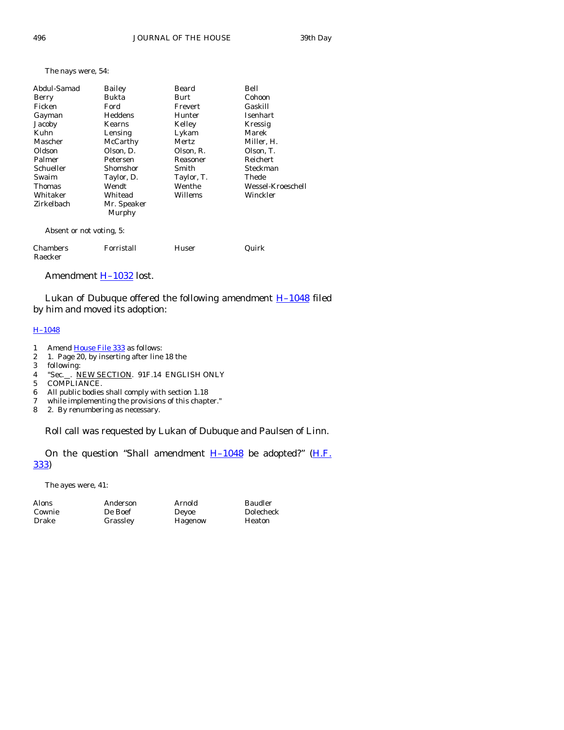The nays were, 54:

| | | | |
|---|---|---|---|
| Abdul-Samad | Bailey | Beard | Bell |
| Berry | Bukta | Burt | Cohoon |
| Ficken | Ford | Frevert | Gaskill |
| Gayman | Heddens | Hunter | Isenhart |
| Jacoby | Kearns | Kelley | Kressig |
| Kuhn | Lensing | Lykam | Marek |
| Mascher | McCarthy | Mertz | Miller, H. |
| Oldson | Olson, D. | Olson, R. | Olson, T. |
| Palmer | Petersen | Reasoner | Reichert |
| Schueller | Shomshor | Smith | Steckman |
| Swaim | Taylor, D. | Taylor, T. | Thede |
| Thomas | Wendt | Wenthe | Wessel-Kroeschell |
| Whitaker | Whitead | Willems | Winckler |
| Zirkelbach | Mr. Speaker Murphy | | |

Absent or not voting, 5:

| | | | |
|---|---|---|---|
| Chambers | Forristall | Huser | Quirk |
| Raecker | | | |

Amendment H–1032 lost.

Lukan of Dubuque offered the following amendment H–1048 filed by him and moved its adoption:

H–1048

1 Amend House File 333 as follows:
2 1. Page 20, by inserting after line 18 the
3 following:
4 "Sec.__. NEW SECTION. 91F.14 ENGLISH ONLY
5 COMPLIANCE.
6 All public bodies shall comply with section 1.18
7 while implementing the provisions of this chapter."
8 2. By renumbering as necessary.

Roll call was requested by Lukan of Dubuque and Paulsen of Linn.

On the question "Shall amendment H–1048 be adopted?" (H.F. 333)

The ayes were, 41:

| | | | |
|---|---|---|---|
| Alons | Anderson | Arnold | Baudler |
| Cownie | De Boef | Deyoe | Dolecheck |
| Drake | Grassley | Hagenow | Heaton |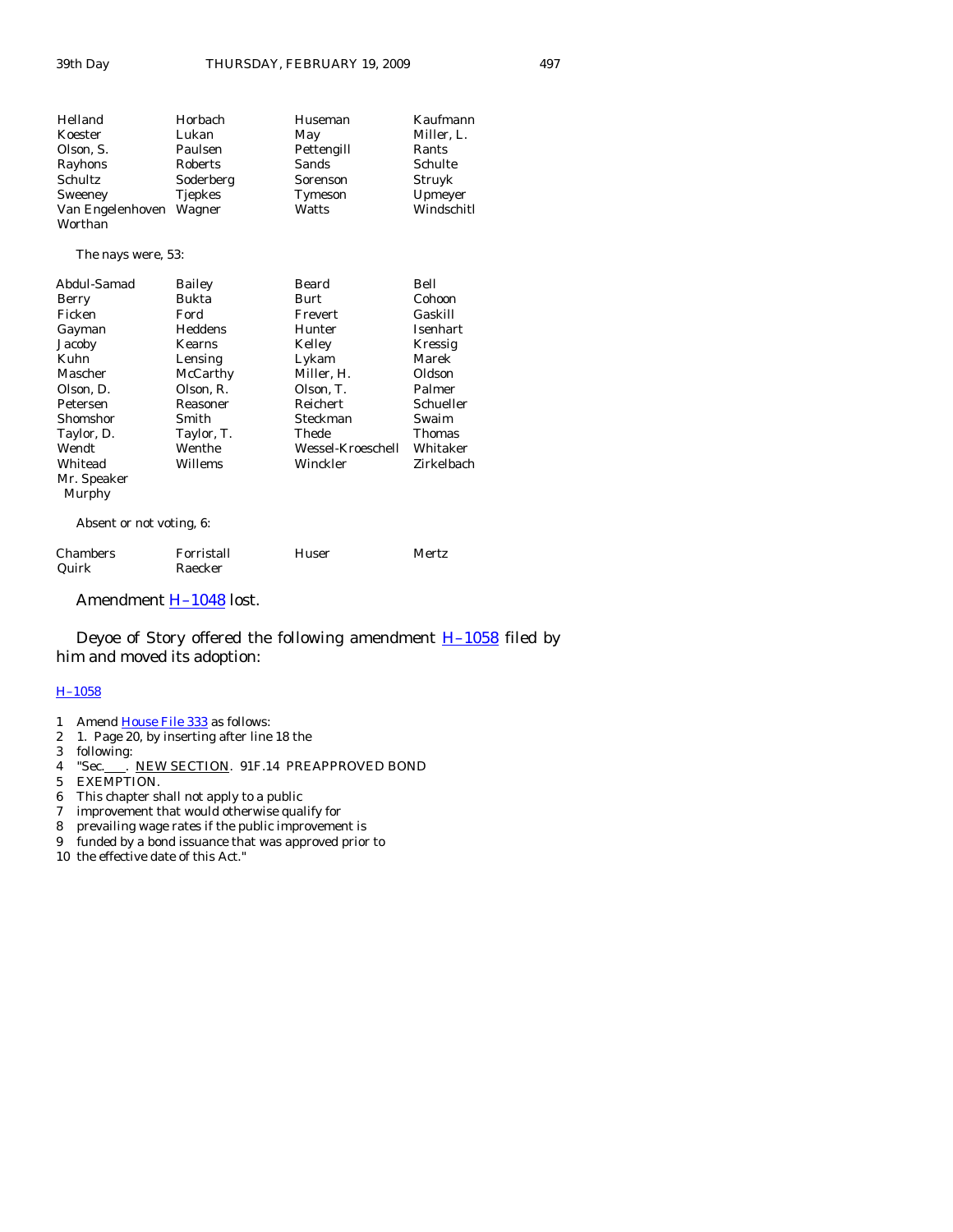| | | | |
|---|---|---|---|
| Helland | Horbach | Huseman | Kaufmann |
| Koester | Lukan | May | Miller, L. |
| Olson, S. | Paulsen | Pettengill | Rants |
| Rayhons | Roberts | Sands | Schulte |
| Schultz | Soderberg | Sorenson | Struyk |
| Sweeney | Tjepkes | Tymeson | Upmeyer |
| Van Engelenhoven | Wagner | Watts | Windschitl |
| Worthan | | | |

The nays were, 53:

| | | | |
|---|---|---|---|
| Abdul-Samad | Bailey | Beard | Bell |
| Berry | Bukta | Burt | Cohoon |
| Ficken | Ford | Frevert | Gaskill |
| Gayman | Heddens | Hunter | Isenhart |
| Jacoby | Kearns | Kelley | Kressig |
| Kuhn | Lensing | Lykam | Marek |
| Mascher | McCarthy | Miller, H. | Oldson |
| Olson, D. | Olson, R. | Olson, T. | Palmer |
| Petersen | Reasoner | Reichert | Schueller |
| Shomshor | Smith | Steckman | Swaim |
| Taylor, D. | Taylor, T. | Thede | Thomas |
| Wendt | Wenthe | Wessel-Kroeschell | Whitaker |
| Whitead | Willems | Winckler | Zirkelbach |
| Mr. Speaker Murphy | | | |

Absent or not voting, 6:

| | | | |
|---|---|---|---|
| Chambers | Forristall | Huser | Mertz |
| Quirk | Raecker | | |

Amendment H–1048 lost.

Deyoe of Story offered the following amendment H–1058 filed by him and moved its adoption:

H–1058

1 Amend House File 333 as follows:
2 1. Page 20, by inserting after line 18 the
3 following:
4 "Sec.___. NEW SECTION. 91F.14 PREAPPROVED BOND
5 EXEMPTION.
6 This chapter shall not apply to a public
7 improvement that would otherwise qualify for
8 prevailing wage rates if the public improvement is
9 funded by a bond issuance that was approved prior to
10 the effective date of this Act."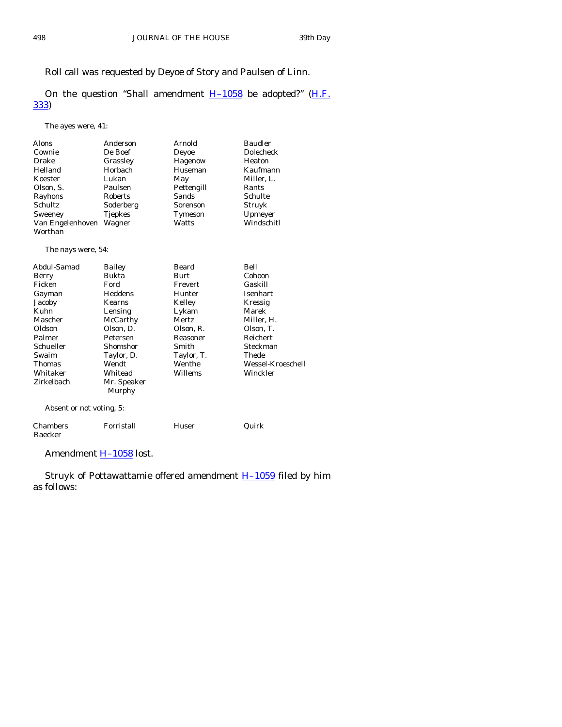Roll call was requested by Deyoe of Story and Paulsen of Linn.

On the question "Shall amendment H–1058 be adopted?" (H.F. 333)

The ayes were, 41:

| | | | |
|---|---|---|---|
| Alons | Anderson | Arnold | Baudler |
| Cownie | De Boef | Deyoe | Dolecheck |
| Drake | Grassley | Hagenow | Heaton |
| Helland | Horbach | Huseman | Kaufmann |
| Koester | Lukan | May | Miller, L. |
| Olson, S. | Paulsen | Pettengill | Rants |
| Rayhons | Roberts | Sands | Schulte |
| Schultz | Soderberg | Sorenson | Struyk |
| Sweeney | Tjepkes | Tymeson | Upmeyer |
| Van Engelenhoven | Wagner | Watts | Windschitl |
| Worthan | | | |

The nays were, 54:

| | | | |
|---|---|---|---|
| Abdul-Samad | Bailey | Beard | Bell |
| Berry | Bukta | Burt | Cohoon |
| Ficken | Ford | Frevert | Gaskill |
| Gayman | Heddens | Hunter | Isenhart |
| Jacoby | Kearns | Kelley | Kressig |
| Kuhn | Lensing | Lykam | Marek |
| Mascher | McCarthy | Mertz | Miller, H. |
| Oldson | Olson, D. | Olson, R. | Olson, T. |
| Palmer | Petersen | Reasoner | Reichert |
| Schueller | Shomshor | Smith | Steckman |
| Swaim | Taylor, D. | Taylor, T. | Thede |
| Thomas | Wendt | Wenthe | Wessel-Kroeschell |
| Whitaker | Whitead | Willems | Winckler |
| Zirkelbach | Mr. Speaker Murphy | | |

Absent or not voting, 5:

| | | | |
|---|---|---|---|
| Chambers | Forristall | Huser | Quirk |
| Raecker | | | |

Amendment H–1058 lost.

Struyk of Pottawattamie offered amendment H–1059 filed by him as follows: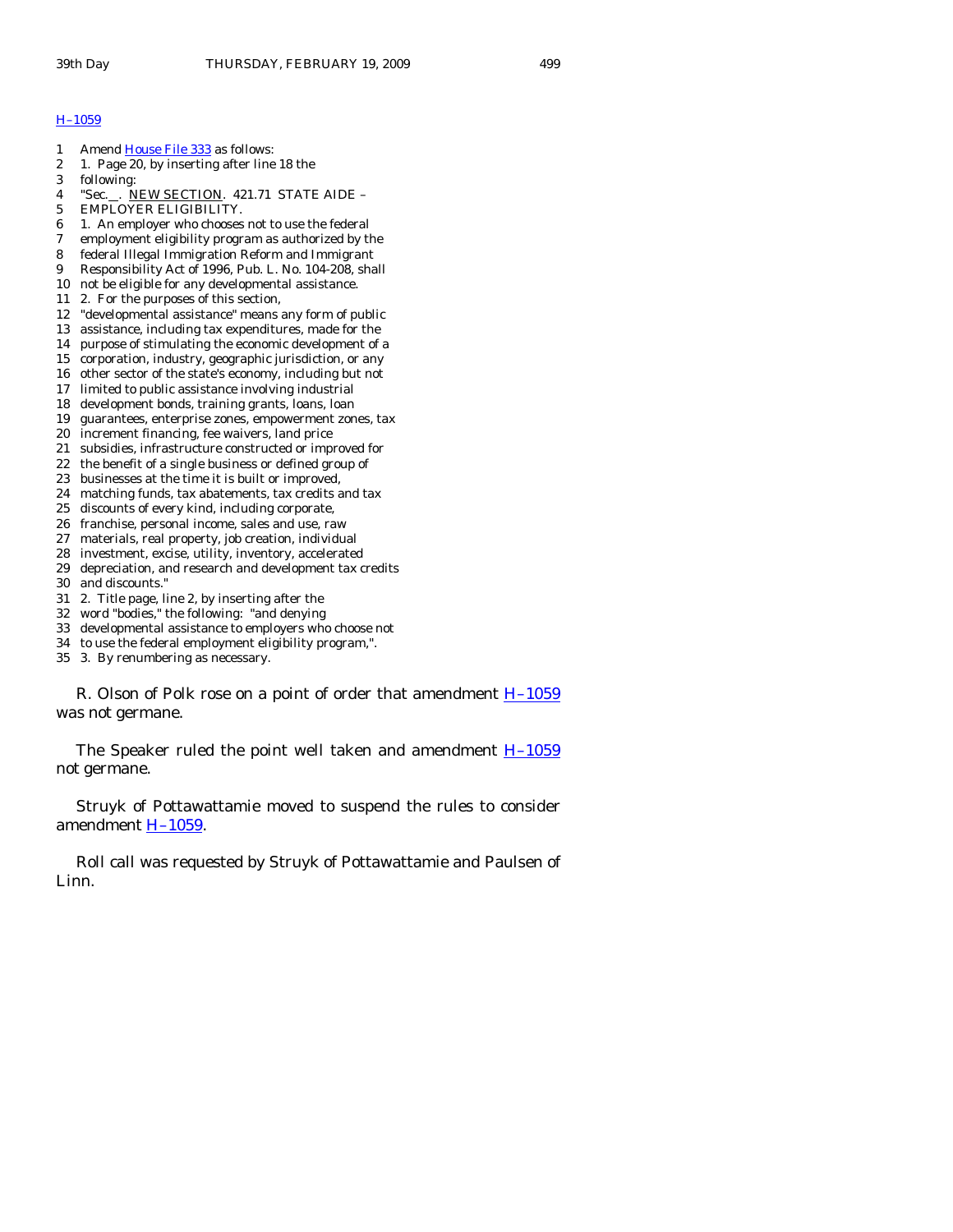H–1059

1 Amend House File 333 as follows:
2 1. Page 20, by inserting after line 18 the
3 following:
4 "Sec.__. NEW SECTION. 421.71 STATE AIDE –
5 EMPLOYER ELIGIBILITY.
6 1. An employer who chooses not to use the federal
7 employment eligibility program as authorized by the
8 federal Illegal Immigration Reform and Immigrant
9 Responsibility Act of 1996, Pub. L. No. 104-208, shall
10 not be eligible for any developmental assistance.
11 2. For the purposes of this section,
12 "developmental assistance" means any form of public
13 assistance, including tax expenditures, made for the
14 purpose of stimulating the economic development of a
15 corporation, industry, geographic jurisdiction, or any
16 other sector of the state's economy, including but not
17 limited to public assistance involving industrial
18 development bonds, training grants, loans, loan
19 guarantees, enterprise zones, empowerment zones, tax
20 increment financing, fee waivers, land price
21 subsidies, infrastructure constructed or improved for
22 the benefit of a single business or defined group of
23 businesses at the time it is built or improved,
24 matching funds, tax abatements, tax credits and tax
25 discounts of every kind, including corporate,
26 franchise, personal income, sales and use, raw
27 materials, real property, job creation, individual
28 investment, excise, utility, inventory, accelerated
29 depreciation, and research and development tax credits
30 and discounts."
31 2. Title page, line 2, by inserting after the
32 word "bodies," the following: "and denying
33 developmental assistance to employers who choose not
34 to use the federal employment eligibility program,".
35 3. By renumbering as necessary.

R. Olson of Polk rose on a point of order that amendment H–1059 was not germane.

The Speaker ruled the point well taken and amendment H–1059 not germane.

Struyk of Pottawattamie moved to suspend the rules to consider amendment H–1059.

Roll call was requested by Struyk of Pottawattamie and Paulsen of Linn.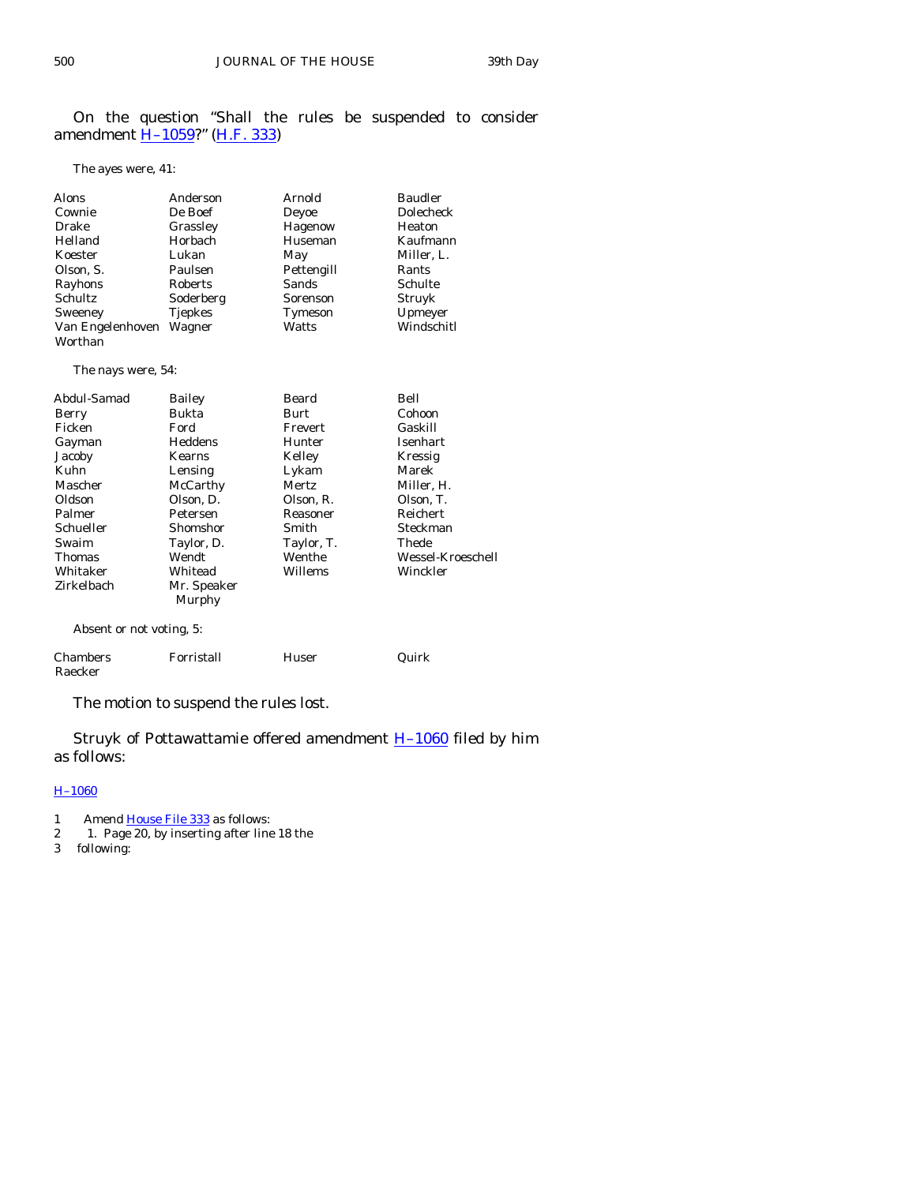On the question "Shall the rules be suspended to consider amendment H–1059?" (H.F. 333)

The ayes were, 41:

| | | | |
|---|---|---|---|
| Alons | Anderson | Arnold | Baudler |
| Cownie | De Boef | Deyoe | Dolecheck |
| Drake | Grassley | Hagenow | Heaton |
| Helland | Horbach | Huseman | Kaufmann |
| Koester | Lukan | May | Miller, L. |
| Olson, S. | Paulsen | Pettengill | Rants |
| Rayhons | Roberts | Sands | Schulte |
| Schultz | Soderberg | Sorenson | Struyk |
| Sweeney | Tjepkes | Tymeson | Upmeyer |
| Van Engelenhoven | Wagner | Watts | Windschitl |
| Worthan | | | |

The nays were, 54:

| | | | |
|---|---|---|---|
| Abdul-Samad | Bailey | Beard | Bell |
| Berry | Bukta | Burt | Cohoon |
| Ficken | Ford | Frevert | Gaskill |
| Gayman | Heddens | Hunter | Isenhart |
| Jacoby | Kearns | Kelley | Kressig |
| Kuhn | Lensing | Lykam | Marek |
| Mascher | McCarthy | Mertz | Miller, H. |
| Oldson | Olson, D. | Olson, R. | Olson, T. |
| Palmer | Petersen | Reasoner | Reichert |
| Schueller | Shomshor | Smith | Steckman |
| Swaim | Taylor, D. | Taylor, T. | Thede |
| Thomas | Wendt | Wenthe | Wessel-Kroeschell |
| Whitaker | Whitead | Willems | Winckler |
| Zirkelbach | Mr. Speaker Murphy | | |

Absent or not voting, 5:

| | | | |
|---|---|---|---|
| Chambers | Forristall | Huser | Quirk |
| Raecker | | | |

The motion to suspend the rules lost.

Struyk of Pottawattamie offered amendment H–1060 filed by him as follows:

H–1060

1 Amend House File 333 as follows:
2 1. Page 20, by inserting after line 18 the
3 following: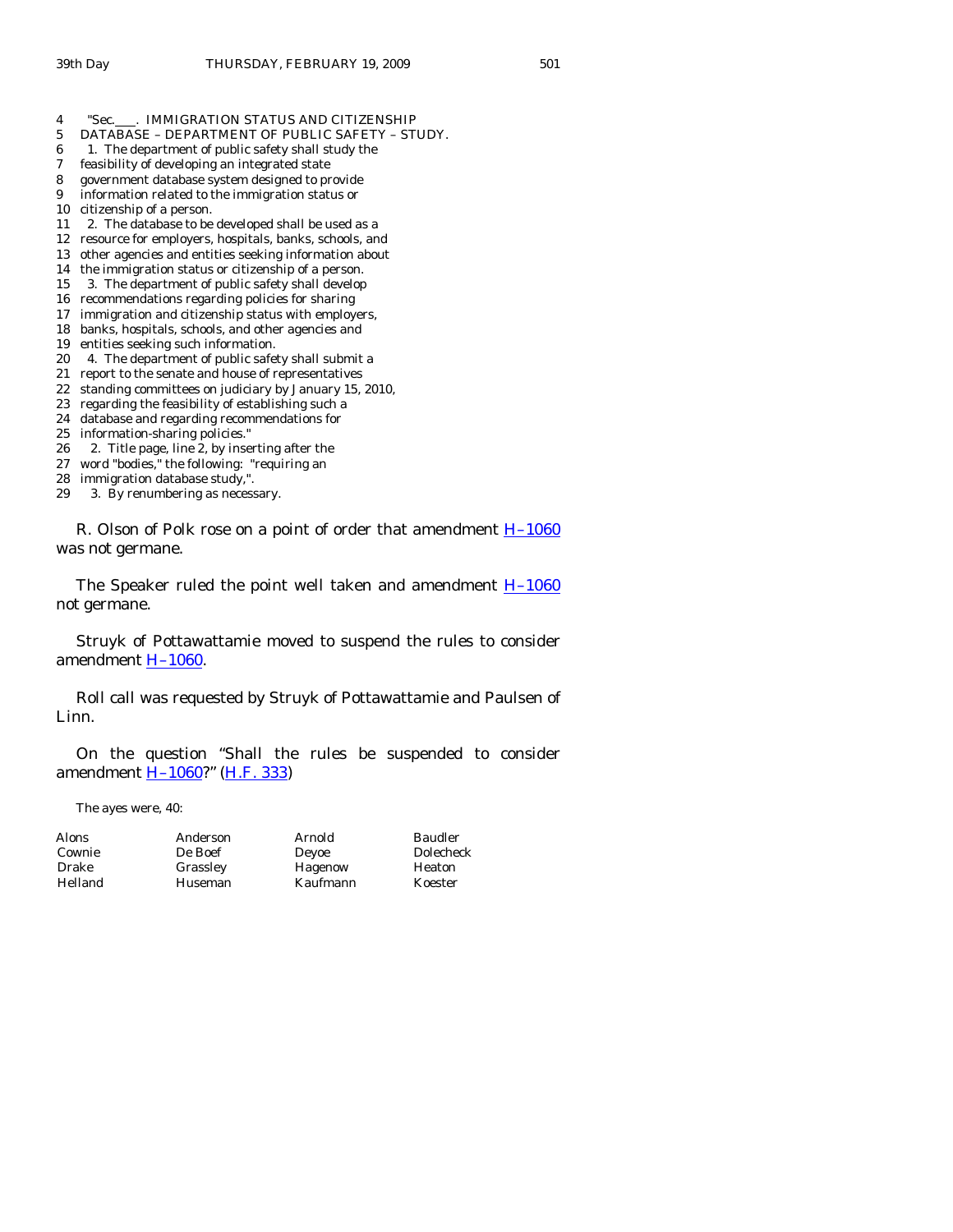4 "Sec.___. IMMIGRATION STATUS AND CITIZENSHIP
5 DATABASE – DEPARTMENT OF PUBLIC SAFETY – STUDY.
6 1. The department of public safety shall study the
7 feasibility of developing an integrated state
8 government database system designed to provide
9 information related to the immigration status or
10 citizenship of a person.
11 2. The database to be developed shall be used as a
12 resource for employers, hospitals, banks, schools, and
13 other agencies and entities seeking information about
14 the immigration status or citizenship of a person.
15 3. The department of public safety shall develop
16 recommendations regarding policies for sharing
17 immigration and citizenship status with employers,
18 banks, hospitals, schools, and other agencies and
19 entities seeking such information.
20 4. The department of public safety shall submit a
21 report to the senate and house of representatives
22 standing committees on judiciary by January 15, 2010,
23 regarding the feasibility of establishing such a
24 database and regarding recommendations for
25 information-sharing policies."
26 2. Title page, line 2, by inserting after the
27 word "bodies," the following: "requiring an
28 immigration database study,".
29 3. By renumbering as necessary.

R. Olson of Polk rose on a point of order that amendment H–1060 was not germane.

The Speaker ruled the point well taken and amendment H–1060 not germane.

Struyk of Pottawattamie moved to suspend the rules to consider amendment H–1060.

Roll call was requested by Struyk of Pottawattamie and Paulsen of Linn.

On the question "Shall the rules be suspended to consider amendment H–1060?" (H.F. 333)

The ayes were, 40:

| | | | |
|---|---|---|---|
| Alons | Anderson | Arnold | Baudler |
| Cownie | De Boef | Deyoe | Dolecheck |
| Drake | Grassley | Hagenow | Heaton |
| Helland | Huseman | Kaufmann | Koester |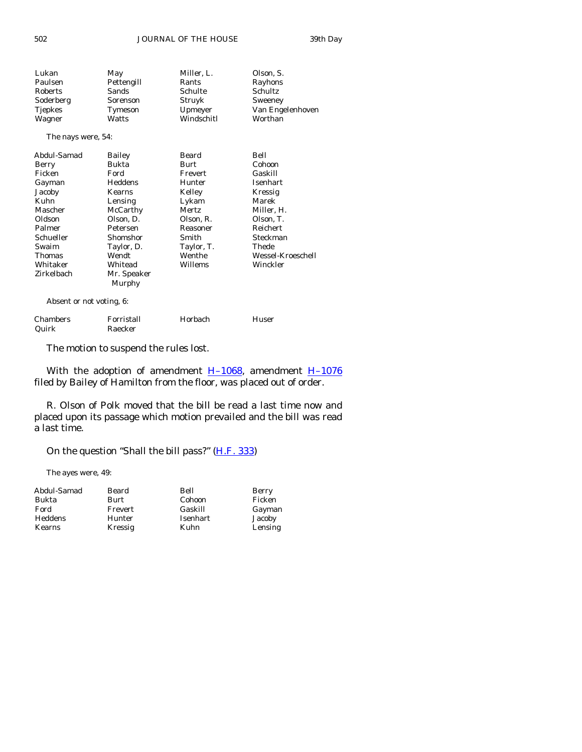| | | | |
|---|---|---|---|
| Lukan | May | Miller, L. | Olson, S. |
| Paulsen | Pettengill | Rants | Rayhons |
| Roberts | Sands | Schulte | Schultz |
| Soderberg | Sorenson | Struyk | Sweeney |
| Tjepkes | Tymeson | Upmeyer | Van Engelenhoven |
| Wagner | Watts | Windschitl | Worthan |

The nays were, 54:

| | | | |
|---|---|---|---|
| Abdul-Samad | Bailey | Beard | Bell |
| Berry | Bukta | Burt | Cohoon |
| Ficken | Ford | Frevert | Gaskill |
| Gayman | Heddens | Hunter | Isenhart |
| Jacoby | Kearns | Kelley | Kressig |
| Kuhn | Lensing | Lykam | Marek |
| Mascher | McCarthy | Mertz | Miller, H. |
| Oldson | Olson, D. | Olson, R. | Olson, T. |
| Palmer | Petersen | Reasoner | Reichert |
| Schueller | Shomshor | Smith | Steckman |
| Swaim | Taylor, D. | Taylor, T. | Thede |
| Thomas | Wendt | Wenthe | Wessel-Kroeschell |
| Whitaker | Whitead | Willems | Winckler |
| Zirkelbach | Mr. Speaker Murphy | | |

Absent or not voting, 6:

| | | | |
|---|---|---|---|
| Chambers | Forristall | Horbach | Huser |
| Quirk | Raecker | | |

The motion to suspend the rules lost.

With the adoption of amendment H–1068, amendment H–1076 filed by Bailey of Hamilton from the floor, was placed out of order.

R. Olson of Polk moved that the bill be read a last time now and placed upon its passage which motion prevailed and the bill was read a last time.

On the question "Shall the bill pass?" (H.F. 333)

The ayes were, 49:

| | | | |
|---|---|---|---|
| Abdul-Samad | Beard | Bell | Berry |
| Bukta | Burt | Cohoon | Ficken |
| Ford | Frevert | Gaskill | Gayman |
| Heddens | Hunter | Isenhart | Jacoby |
| Kearns | Kressig | Kuhn | Lensing |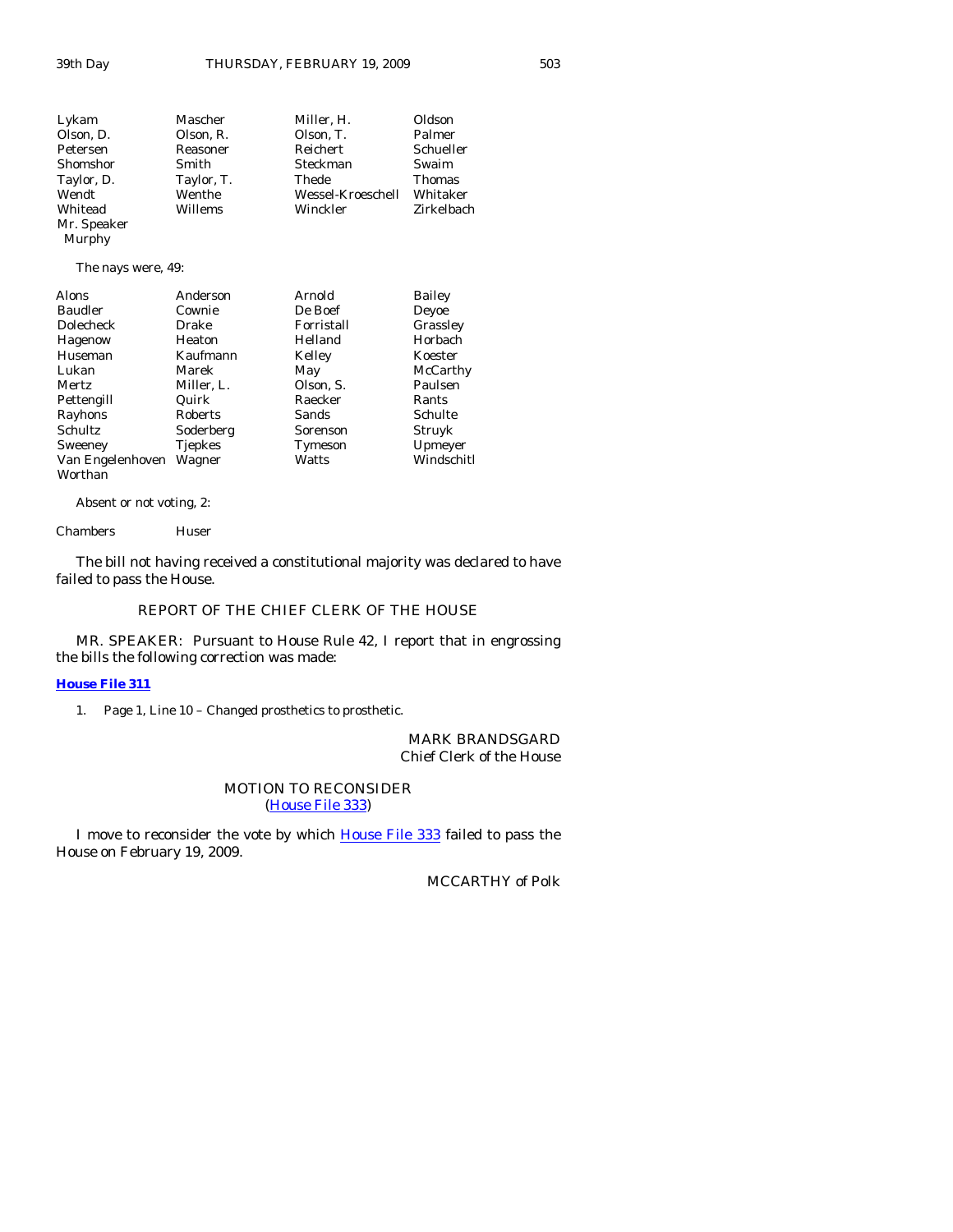| | | | |
|---|---|---|---|
| Lykam | Mascher | Miller, H. | Oldson |
| Olson, D. | Olson, R. | Olson, T. | Palmer |
| Petersen | Reasoner | Reichert | Schueller |
| Shomshor | Smith | Steckman | Swaim |
| Taylor, D. | Taylor, T. | Thede | Thomas |
| Wendt | Wenthe | Wessel-Kroeschell | Whitaker |
| Whitead | Willems | Winckler | Zirkelbach |
| Mr. Speaker Murphy | | | |

The nays were, 49:

| | | | |
|---|---|---|---|
| Alons | Anderson | Arnold | Bailey |
| Baudler | Cownie | De Boef | Deyoe |
| Dolecheck | Drake | Forristall | Grassley |
| Hagenow | Heaton | Helland | Horbach |
| Huseman | Kaufmann | Kelley | Koester |
| Lukan | Marek | May | McCarthy |
| Mertz | Miller, L. | Olson, S. | Paulsen |
| Pettengill | Quirk | Raecker | Rants |
| Rayhons | Roberts | Sands | Schulte |
| Schultz | Soderberg | Sorenson | Struyk |
| Sweeney | Tjepkes | Tymeson | Upmeyer |
| Van Engelenhoven | Wagner | Watts | Windschitl |
| Worthan | | | |

Absent or not voting, 2:

| | |
|---|---|
| Chambers | Huser |

The bill not having received a constitutional majority was declared to have failed to pass the House.

## REPORT OF THE CHIEF CLERK OF THE HOUSE

MR. SPEAKER: Pursuant to House Rule 42, I report that in engrossing the bills the following correction was made:

**House File 311**

1. Page 1, Line 10 – Changed prosthetics to prosthetic.

MARK BRANDSGARD
Chief Clerk of the House

## MOTION TO RECONSIDER
(House File 333)

I move to reconsider the vote by which House File 333 failed to pass the House on February 19, 2009.

MCCARTHY of Polk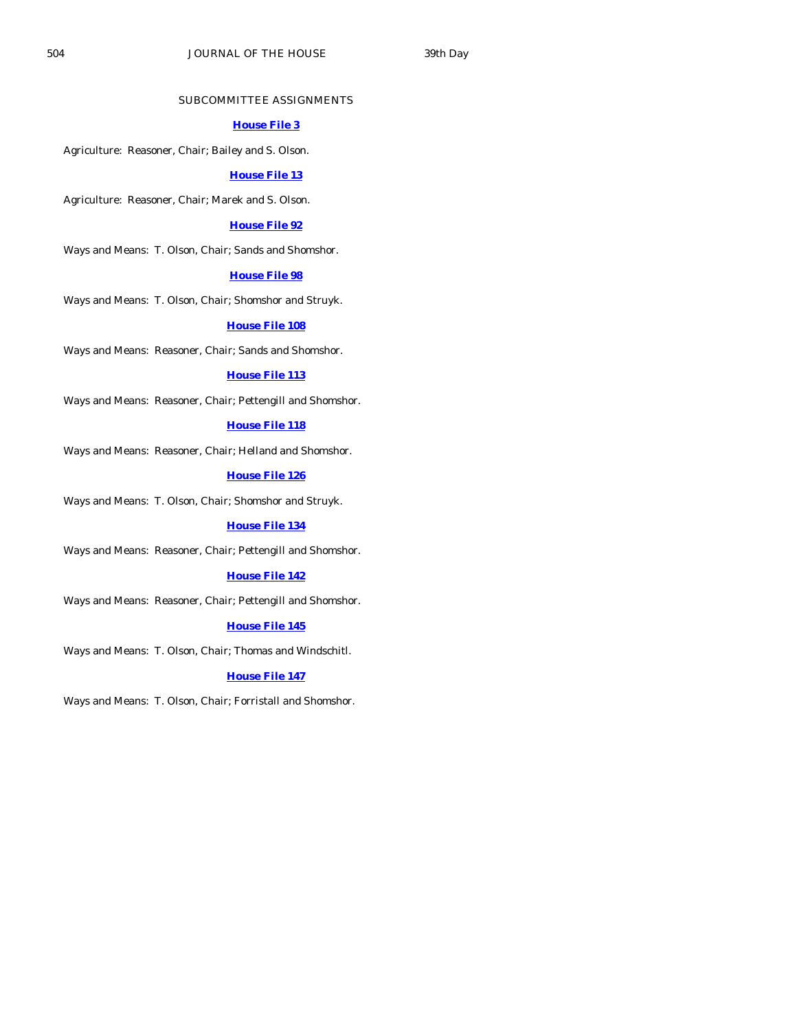## SUBCOMMITTEE ASSIGNMENTS

**House File 3**

Agriculture: Reasoner, Chair; Bailey and S. Olson.

**House File 13**

Agriculture: Reasoner, Chair; Marek and S. Olson.

**House File 92**

Ways and Means: T. Olson, Chair; Sands and Shomshor.

**House File 98**

Ways and Means: T. Olson, Chair; Shomshor and Struyk.

**House File 108**

Ways and Means: Reasoner, Chair; Sands and Shomshor.

**House File 113**

Ways and Means: Reasoner, Chair; Pettengill and Shomshor.

**House File 118**

Ways and Means: Reasoner, Chair; Helland and Shomshor.

**House File 126**

Ways and Means: T. Olson, Chair; Shomshor and Struyk.

**House File 134**

Ways and Means: Reasoner, Chair; Pettengill and Shomshor.

**House File 142**

Ways and Means: Reasoner, Chair; Pettengill and Shomshor.

**House File 145**

Ways and Means: T. Olson, Chair; Thomas and Windschitl.

**House File 147**

Ways and Means: T. Olson, Chair; Forristall and Shomshor.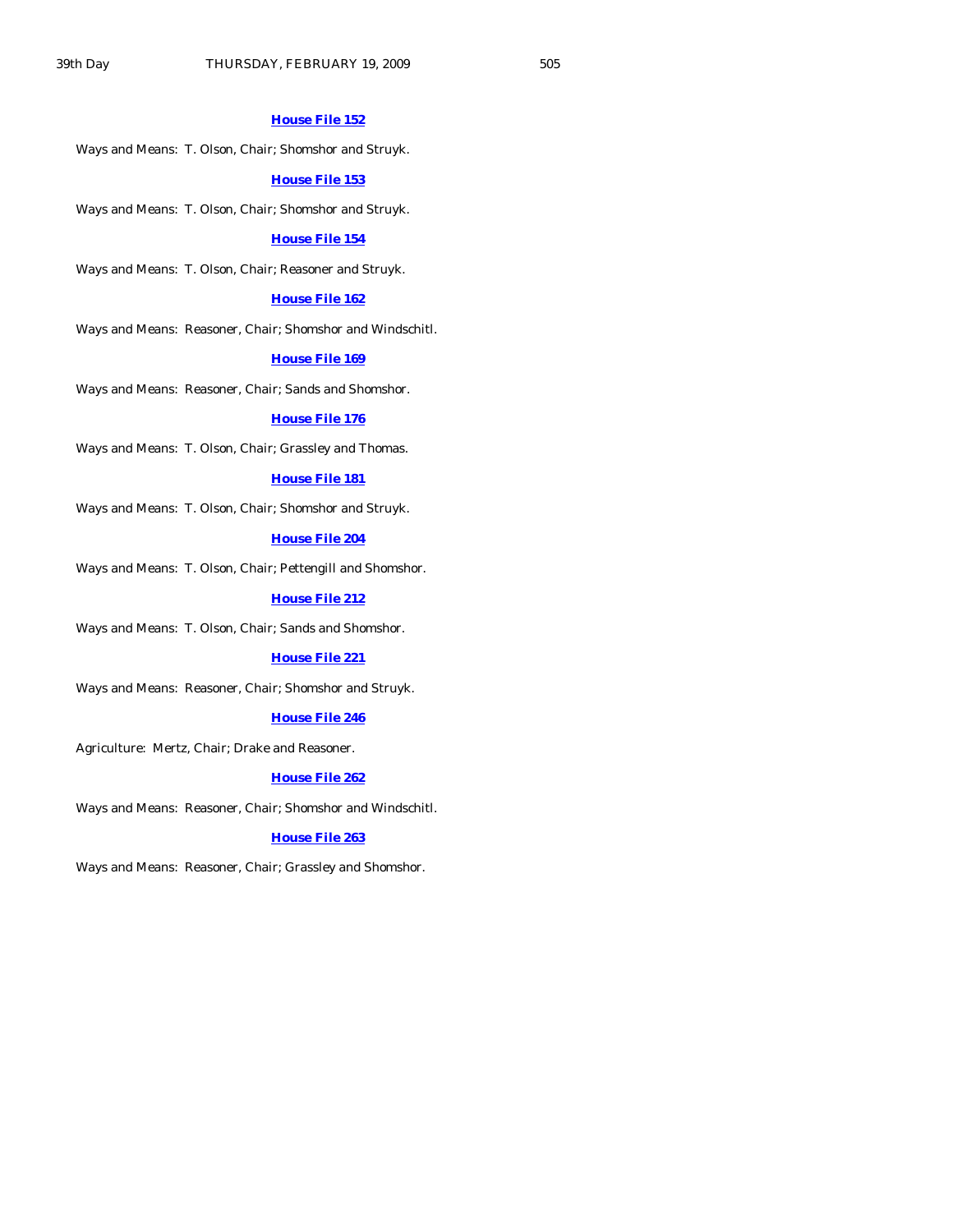**House File 152**

Ways and Means: T. Olson, Chair; Shomshor and Struyk.

**House File 153**

Ways and Means: T. Olson, Chair; Shomshor and Struyk.

**House File 154**

Ways and Means: T. Olson, Chair; Reasoner and Struyk.

**House File 162**

Ways and Means: Reasoner, Chair; Shomshor and Windschitl.

**House File 169**

Ways and Means: Reasoner, Chair; Sands and Shomshor.

**House File 176**

Ways and Means: T. Olson, Chair; Grassley and Thomas.

**House File 181**

Ways and Means: T. Olson, Chair; Shomshor and Struyk.

**House File 204**

Ways and Means: T. Olson, Chair; Pettengill and Shomshor.

**House File 212**

Ways and Means: T. Olson, Chair; Sands and Shomshor.

**House File 221**

Ways and Means: Reasoner, Chair; Shomshor and Struyk.

**House File 246**

Agriculture: Mertz, Chair; Drake and Reasoner.

**House File 262**

Ways and Means: Reasoner, Chair; Shomshor and Windschitl.

**House File 263**

Ways and Means: Reasoner, Chair; Grassley and Shomshor.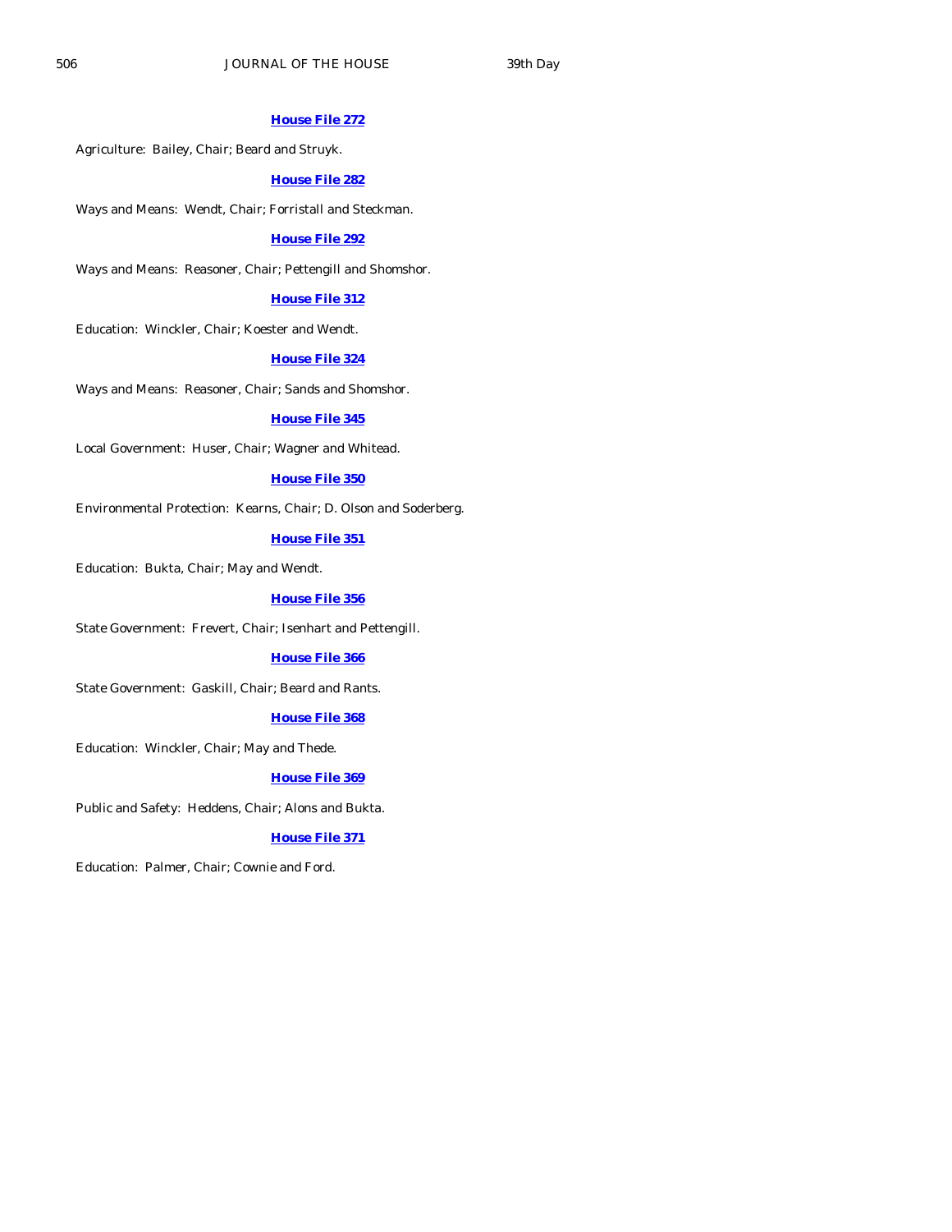**House File 272**

Agriculture: Bailey, Chair; Beard and Struyk.

**House File 282**

Ways and Means: Wendt, Chair; Forristall and Steckman.

**House File 292**

Ways and Means: Reasoner, Chair; Pettengill and Shomshor.

**House File 312**

Education: Winckler, Chair; Koester and Wendt.

**House File 324**

Ways and Means: Reasoner, Chair; Sands and Shomshor.

**House File 345**

Local Government: Huser, Chair; Wagner and Whitead.

**House File 350**

Environmental Protection: Kearns, Chair; D. Olson and Soderberg.

**House File 351**

Education: Bukta, Chair; May and Wendt.

**House File 356**

State Government: Frevert, Chair; Isenhart and Pettengill.

**House File 366**

State Government: Gaskill, Chair; Beard and Rants.

**House File 368**

Education: Winckler, Chair; May and Thede.

**House File 369**

Public and Safety: Heddens, Chair; Alons and Bukta.

**House File 371**

Education: Palmer, Chair; Cownie and Ford.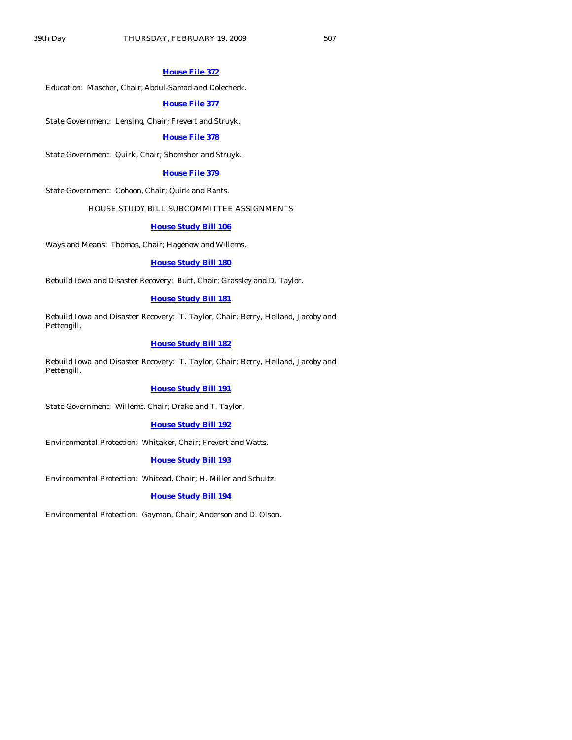**House File 372**

Education: Mascher, Chair; Abdul-Samad and Dolecheck.

**House File 377**

State Government: Lensing, Chair; Frevert and Struyk.

**House File 378**

State Government: Quirk, Chair; Shomshor and Struyk.

**House File 379**

State Government: Cohoon, Chair; Quirk and Rants.

HOUSE STUDY BILL SUBCOMMITTEE ASSIGNMENTS

**House Study Bill 106**

Ways and Means: Thomas, Chair; Hagenow and Willems.

**House Study Bill 180**

Rebuild Iowa and Disaster Recovery: Burt, Chair; Grassley and D. Taylor.

**House Study Bill 181**

Rebuild Iowa and Disaster Recovery: T. Taylor, Chair; Berry, Helland, Jacoby and Pettengill.

**House Study Bill 182**

Rebuild Iowa and Disaster Recovery: T. Taylor, Chair; Berry, Helland, Jacoby and Pettengill.

**House Study Bill 191**

State Government: Willems, Chair; Drake and T. Taylor.

**House Study Bill 192**

Environmental Protection: Whitaker, Chair; Frevert and Watts.

**House Study Bill 193**

Environmental Protection: Whitead, Chair; H. Miller and Schultz.

**House Study Bill 194**

Environmental Protection: Gayman, Chair; Anderson and D. Olson.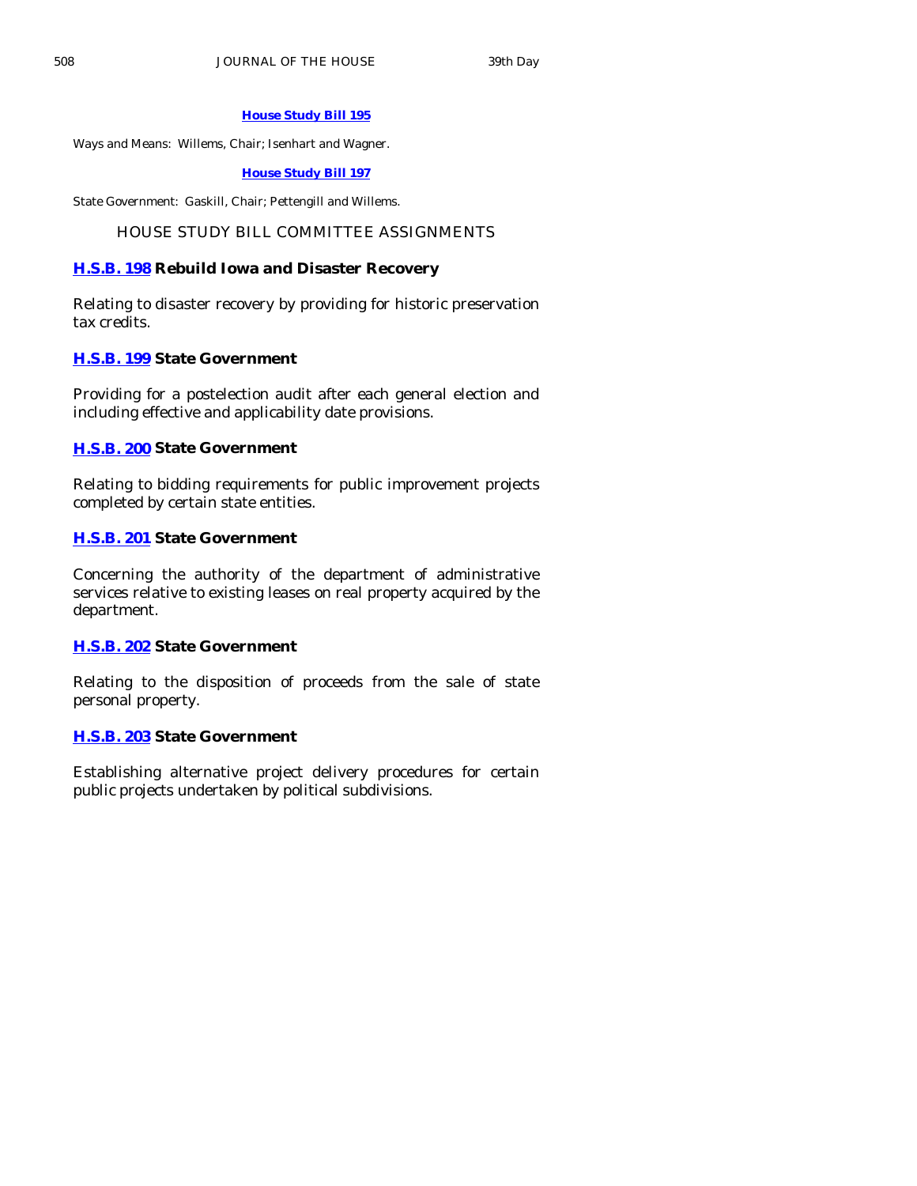**House Study Bill 195**

Ways and Means: Willems, Chair; Isenhart and Wagner.

**House Study Bill 197**

State Government: Gaskill, Chair; Pettengill and Willems.

## HOUSE STUDY BILL COMMITTEE ASSIGNMENTS

**H.S.B. 198 Rebuild Iowa and Disaster Recovery**

Relating to disaster recovery by providing for historic preservation tax credits.

**H.S.B. 199 State Government**

Providing for a postelection audit after each general election and including effective and applicability date provisions.

**H.S.B. 200 State Government**

Relating to bidding requirements for public improvement projects completed by certain state entities.

**H.S.B. 201 State Government**

Concerning the authority of the department of administrative services relative to existing leases on real property acquired by the department.

**H.S.B. 202 State Government**

Relating to the disposition of proceeds from the sale of state personal property.

**H.S.B. 203 State Government**

Establishing alternative project delivery procedures for certain public projects undertaken by political subdivisions.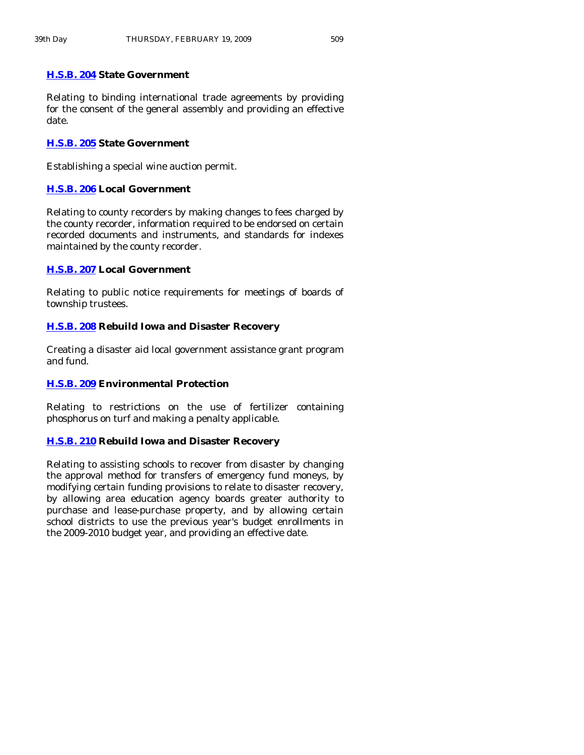**H.S.B. 204 State Government**

Relating to binding international trade agreements by providing for the consent of the general assembly and providing an effective date.

**H.S.B. 205 State Government**

Establishing a special wine auction permit.

**H.S.B. 206 Local Government**

Relating to county recorders by making changes to fees charged by the county recorder, information required to be endorsed on certain recorded documents and instruments, and standards for indexes maintained by the county recorder.

**H.S.B. 207 Local Government**

Relating to public notice requirements for meetings of boards of township trustees.

**H.S.B. 208 Rebuild Iowa and Disaster Recovery**

Creating a disaster aid local government assistance grant program and fund.

**H.S.B. 209 Environmental Protection**

Relating to restrictions on the use of fertilizer containing phosphorus on turf and making a penalty applicable.

**H.S.B. 210 Rebuild Iowa and Disaster Recovery**

Relating to assisting schools to recover from disaster by changing the approval method for transfers of emergency fund moneys, by modifying certain funding provisions to relate to disaster recovery, by allowing area education agency boards greater authority to purchase and lease-purchase property, and by allowing certain school districts to use the previous year's budget enrollments in the 2009-2010 budget year, and providing an effective date.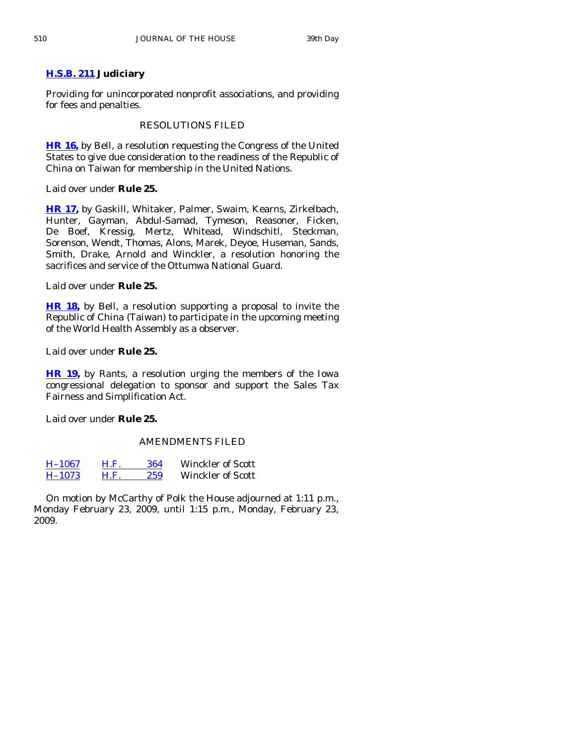**H.S.B. 211 Judiciary**

Providing for unincorporated nonprofit associations, and providing for fees and penalties.

RESOLUTIONS FILED

**HR 16,** by Bell, a resolution requesting the Congress of the United States to give due consideration to the readiness of the Republic of China on Taiwan for membership in the United Nations.

Laid over under **Rule 25.**

**HR 17,** by Gaskill, Whitaker, Palmer, Swaim, Kearns, Zirkelbach, Hunter, Gayman, Abdul-Samad, Tymeson, Reasoner, Ficken, De Boef, Kressig, Mertz, Whitead, Windschitl, Steckman, Sorenson, Wendt, Thomas, Alons, Marek, Deyoe, Huseman, Sands, Smith, Drake, Arnold and Winckler, a resolution honoring the sacrifices and service of the Ottumwa National Guard.

Laid over under **Rule 25.**

**HR 18,** by Bell, a resolution supporting a proposal to invite the Republic of China (Taiwan) to participate in the upcoming meeting of the World Health Assembly as a observer.

Laid over under **Rule 25.**

**HR 19,** by Rants, a resolution urging the members of the Iowa congressional delegation to sponsor and support the Sales Tax Fairness and Simplification Act.

Laid over under **Rule 25.**

AMENDMENTS FILED

| | | |
|---|---|---|
| H–1067 | H.F. 364 | Winckler of Scott |
| H–1073 | H.F. 259 | Winckler of Scott |

On motion by McCarthy of Polk the House adjourned at 1:11 p.m., Monday February 23, 2009, until 1:15 p.m., Monday, February 23, 2009.